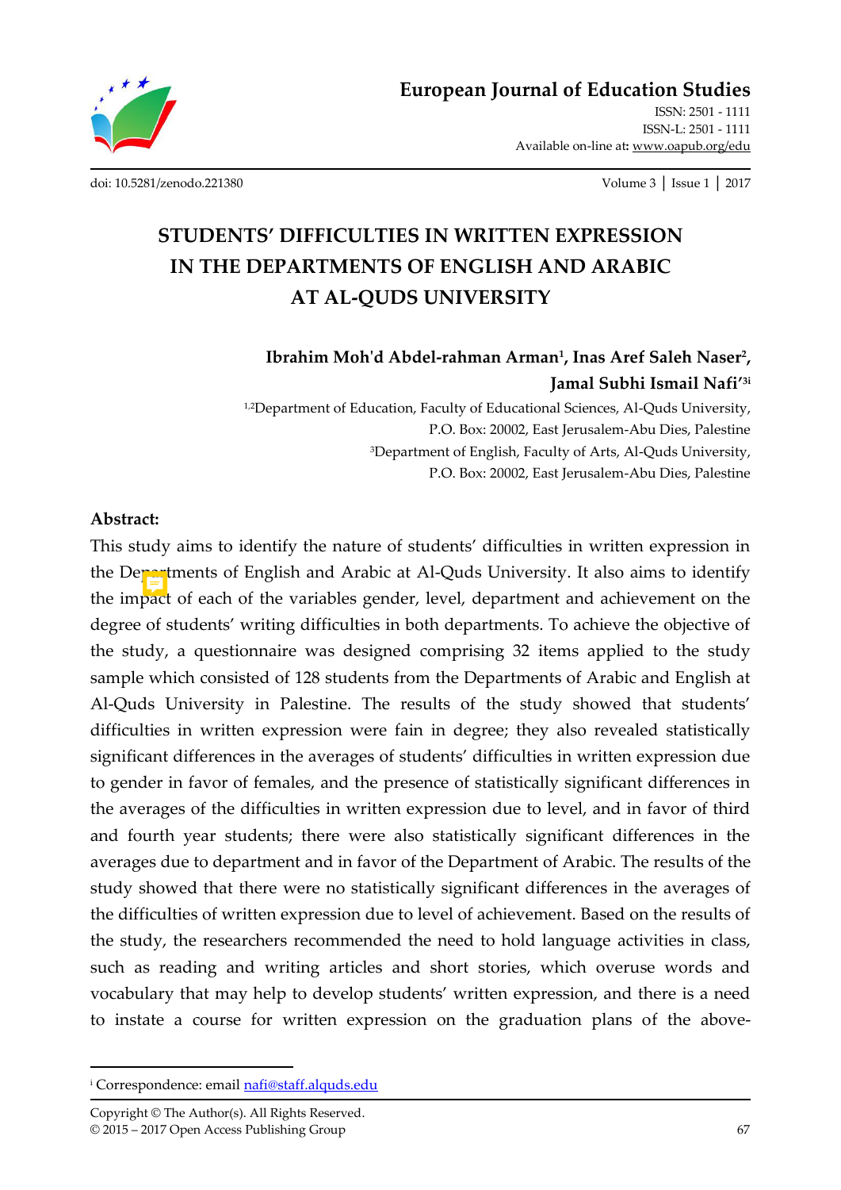# STUDENTS' DIFFICULTIES IN WRITTEN EXPRESSION IN THE DEPARTMENTS OF ENGLISH AND ARABIC AT AL-QUDS UNIVERSITY

**Ibrahim Moh'd Abdel-rahman Arman[1], Inas Aref Saleh Naser[2], Jamal Subhi Ismail Nafi'[3i]**

[1,2]Department of Education, Faculty of Educational Sciences, Al-Quds University, P.O. Box: 20002, East Jerusalem-Abu Dies, Palestine

[3]Department of English, Faculty of Arts, Al-Quds University, P.O. Box: 20002, East Jerusalem-Abu Dies, Palestine

**Abstract:**

This study aims to identify the nature of students' difficulties in written expression in the Departments of English and Arabic at Al-Quds University. It also aims to identify the impact of each of the variables gender, level, department and achievement on the degree of students' writing difficulties in both departments. To achieve the objective of the study, a questionnaire was designed comprising 32 items applied to the study sample which consisted of 128 students from the Departments of Arabic and English at Al-Quds University in Palestine. The results of the study showed that students' difficulties in written expression were fain in degree; they also revealed statistically significant differences in the averages of students' difficulties in written expression due to gender in favor of females, and the presence of statistically significant differences in the averages of the difficulties in written expression due to level, and in favor of third and fourth year students; there were also statistically significant differences in the averages due to department and in favor of the Department of Arabic. The results of the study showed that there were no statistically significant differences in the averages of the difficulties of written expression due to level of achievement. Based on the results of the study, the researchers recommended the need to hold language activities in class, such as reading and writing articles and short stories, which overuse words and vocabulary that may help to develop students' written expression, and there is a need to instate a course for written expression on the graduation plans of the above-

---

[i] Correspondence: email nafi@staff.alquds.edu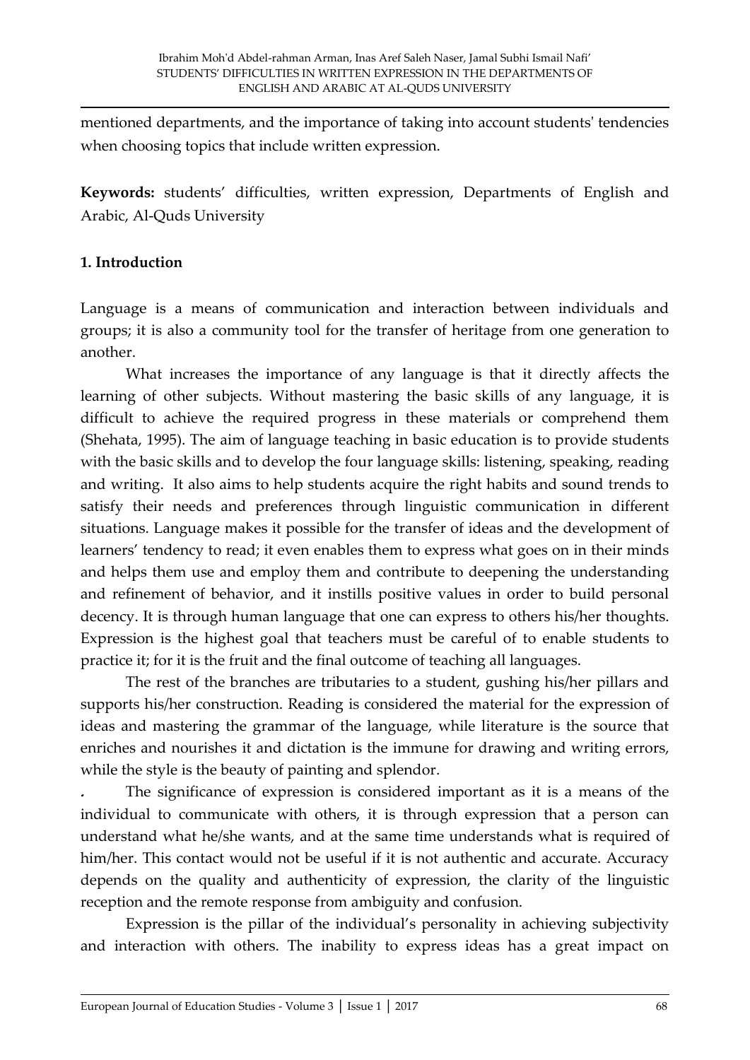mentioned departments, and the importance of taking into account students' tendencies when choosing topics that include written expression.

**Keywords:** students' difficulties, written expression, Departments of English and Arabic, Al-Quds University

## 1. Introduction

Language is a means of communication and interaction between individuals and groups; it is also a community tool for the transfer of heritage from one generation to another.

What increases the importance of any language is that it directly affects the learning of other subjects. Without mastering the basic skills of any language, it is difficult to achieve the required progress in these materials or comprehend them (Shehata, 1995). The aim of language teaching in basic education is to provide students with the basic skills and to develop the four language skills: listening, speaking, reading and writing. It also aims to help students acquire the right habits and sound trends to satisfy their needs and preferences through linguistic communication in different situations. Language makes it possible for the transfer of ideas and the development of learners' tendency to read; it even enables them to express what goes on in their minds and helps them use and employ them and contribute to deepening the understanding and refinement of behavior, and it instills positive values in order to build personal decency. It is through human language that one can express to others his/her thoughts. Expression is the highest goal that teachers must be careful of to enable students to practice it; for it is the fruit and the final outcome of teaching all languages.

The rest of the branches are tributaries to a student, gushing his/her pillars and supports his/her construction. Reading is considered the material for the expression of ideas and mastering the grammar of the language, while literature is the source that enriches and nourishes it and dictation is the immune for drawing and writing errors, while the style is the beauty of painting and splendor.

. The significance of expression is considered important as it is a means of the individual to communicate with others, it is through expression that a person can understand what he/she wants, and at the same time understands what is required of him/her. This contact would not be useful if it is not authentic and accurate. Accuracy depends on the quality and authenticity of expression, the clarity of the linguistic reception and the remote response from ambiguity and confusion.

Expression is the pillar of the individual's personality in achieving subjectivity and interaction with others. The inability to express ideas has a great impact on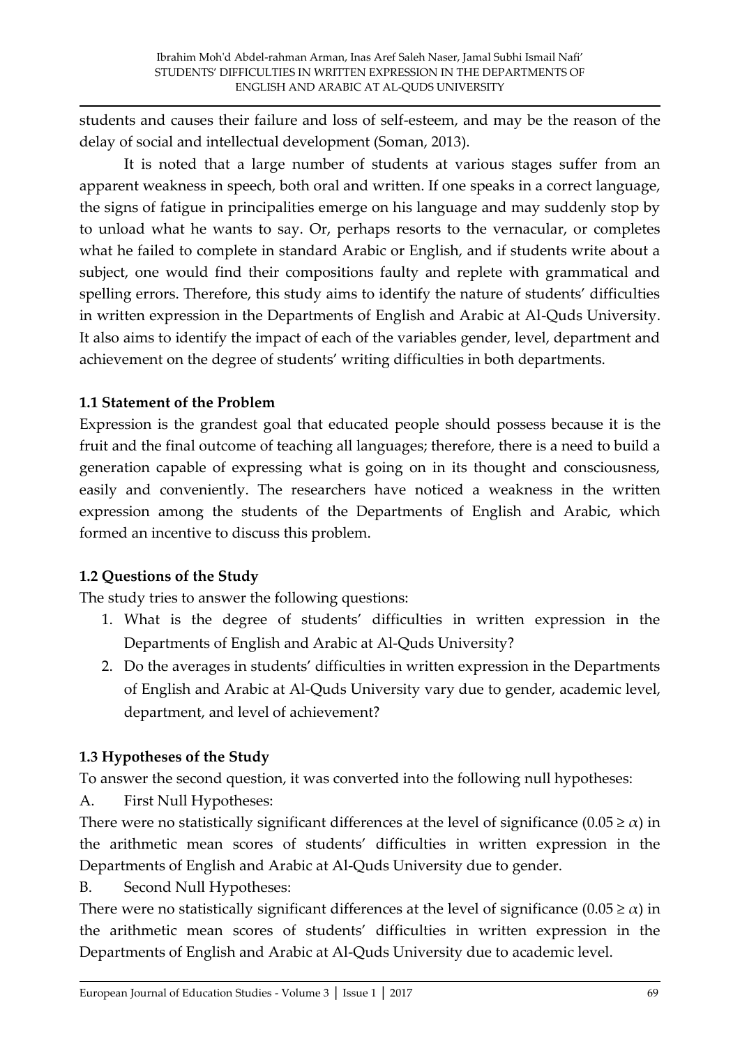students and causes their failure and loss of self-esteem, and may be the reason of the delay of social and intellectual development (Soman, 2013).

It is noted that a large number of students at various stages suffer from an apparent weakness in speech, both oral and written. If one speaks in a correct language, the signs of fatigue in principalities emerge on his language and may suddenly stop by to unload what he wants to say. Or, perhaps resorts to the vernacular, or completes what he failed to complete in standard Arabic or English, and if students write about a subject, one would find their compositions faulty and replete with grammatical and spelling errors. Therefore, this study aims to identify the nature of students' difficulties in written expression in the Departments of English and Arabic at Al-Quds University. It also aims to identify the impact of each of the variables gender, level, department and achievement on the degree of students' writing difficulties in both departments.

### 1.1 Statement of the Problem

Expression is the grandest goal that educated people should possess because it is the fruit and the final outcome of teaching all languages; therefore, there is a need to build a generation capable of expressing what is going on in its thought and consciousness, easily and conveniently. The researchers have noticed a weakness in the written expression among the students of the Departments of English and Arabic, which formed an incentive to discuss this problem.

### 1.2 Questions of the Study

The study tries to answer the following questions:

1. What is the degree of students' difficulties in written expression in the Departments of English and Arabic at Al-Quds University?
2. Do the averages in students' difficulties in written expression in the Departments of English and Arabic at Al-Quds University vary due to gender, academic level, department, and level of achievement?

### 1.3 Hypotheses of the Study

To answer the second question, it was converted into the following null hypotheses:

A. First Null Hypotheses:

There were no statistically significant differences at the level of significance ($0.05 \geq \alpha$) in the arithmetic mean scores of students' difficulties in written expression in the Departments of English and Arabic at Al-Quds University due to gender.

B. Second Null Hypotheses:

There were no statistically significant differences at the level of significance ($0.05 \geq \alpha$) in the arithmetic mean scores of students' difficulties in written expression in the Departments of English and Arabic at Al-Quds University due to academic level.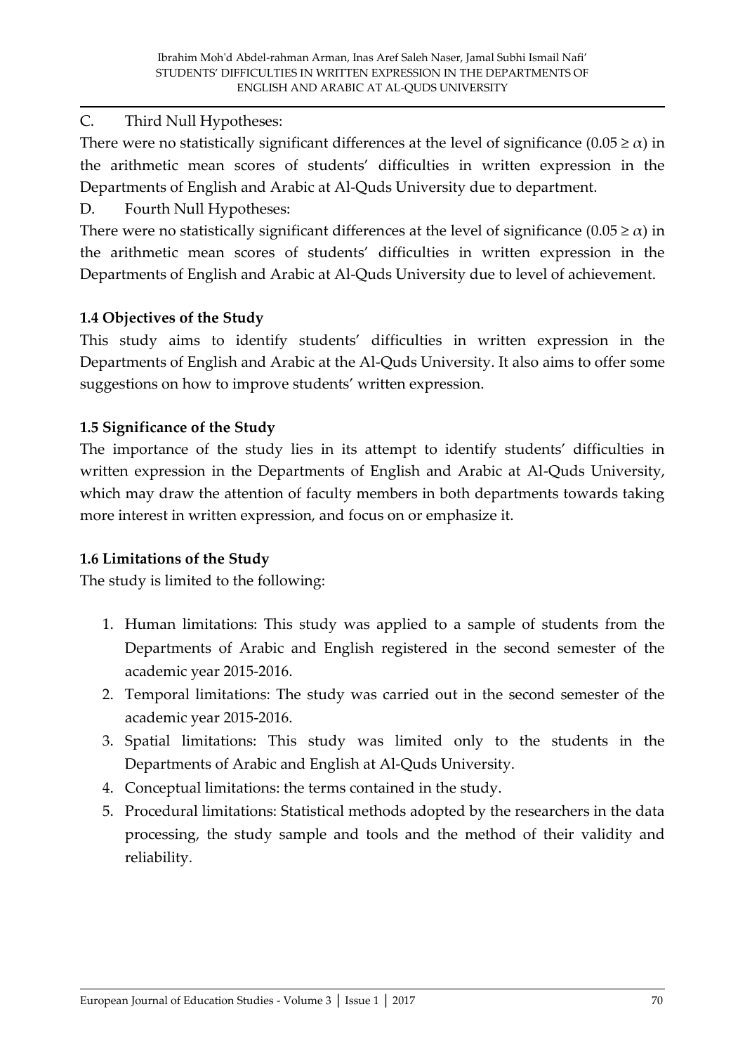C. Third Null Hypotheses:

There were no statistically significant differences at the level of significance ($0.05 \geq \alpha$) in the arithmetic mean scores of students' difficulties in written expression in the Departments of English and Arabic at Al-Quds University due to department.

D. Fourth Null Hypotheses:

There were no statistically significant differences at the level of significance ($0.05 \geq \alpha$) in the arithmetic mean scores of students' difficulties in written expression in the Departments of English and Arabic at Al-Quds University due to level of achievement.

### 1.4 Objectives of the Study

This study aims to identify students' difficulties in written expression in the Departments of English and Arabic at the Al-Quds University. It also aims to offer some suggestions on how to improve students' written expression.

### 1.5 Significance of the Study

The importance of the study lies in its attempt to identify students' difficulties in written expression in the Departments of English and Arabic at Al-Quds University, which may draw the attention of faculty members in both departments towards taking more interest in written expression, and focus on or emphasize it.

### 1.6 Limitations of the Study

The study is limited to the following:

1. Human limitations: This study was applied to a sample of students from the Departments of Arabic and English registered in the second semester of the academic year 2015-2016.
2. Temporal limitations: The study was carried out in the second semester of the academic year 2015-2016.
3. Spatial limitations: This study was limited only to the students in the Departments of Arabic and English at Al-Quds University.
4. Conceptual limitations: the terms contained in the study.
5. Procedural limitations: Statistical methods adopted by the researchers in the data processing, the study sample and tools and the method of their validity and reliability.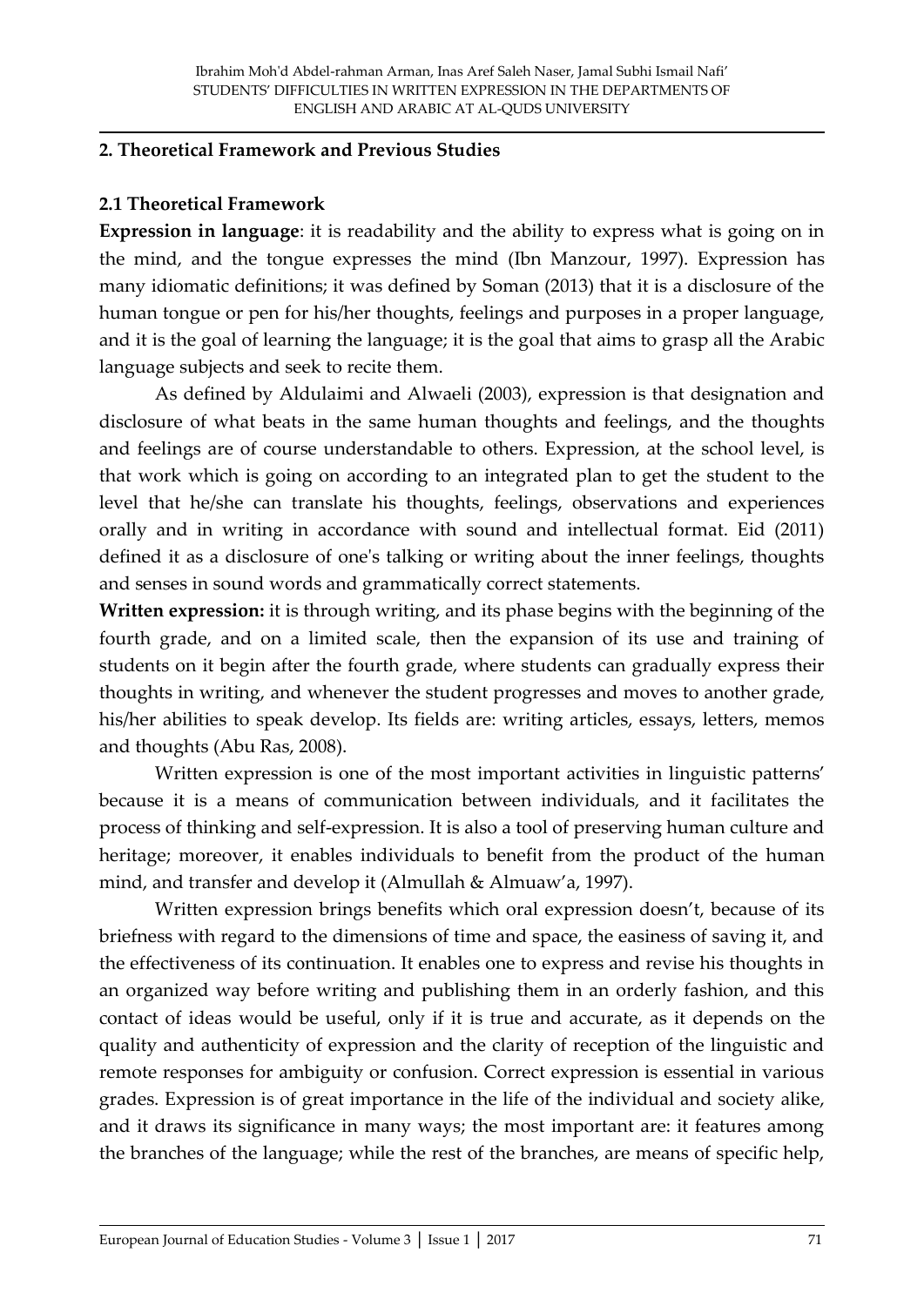## 2. Theoretical Framework and Previous Studies

### 2.1 Theoretical Framework

**Expression in language**: it is readability and the ability to express what is going on in the mind, and the tongue expresses the mind (Ibn Manzour, 1997). Expression has many idiomatic definitions; it was defined by Soman (2013) that it is a disclosure of the human tongue or pen for his/her thoughts, feelings and purposes in a proper language, and it is the goal of learning the language; it is the goal that aims to grasp all the Arabic language subjects and seek to recite them.

As defined by Aldulaimi and Alwaeli (2003), expression is that designation and disclosure of what beats in the same human thoughts and feelings, and the thoughts and feelings are of course understandable to others. Expression, at the school level, is that work which is going on according to an integrated plan to get the student to the level that he/she can translate his thoughts, feelings, observations and experiences orally and in writing in accordance with sound and intellectual format. Eid (2011) defined it as a disclosure of one's talking or writing about the inner feelings, thoughts and senses in sound words and grammatically correct statements.

**Written expression:** it is through writing, and its phase begins with the beginning of the fourth grade, and on a limited scale, then the expansion of its use and training of students on it begin after the fourth grade, where students can gradually express their thoughts in writing, and whenever the student progresses and moves to another grade, his/her abilities to speak develop. Its fields are: writing articles, essays, letters, memos and thoughts (Abu Ras, 2008).

Written expression is one of the most important activities in linguistic patterns' because it is a means of communication between individuals, and it facilitates the process of thinking and self-expression. It is also a tool of preserving human culture and heritage; moreover, it enables individuals to benefit from the product of the human mind, and transfer and develop it (Almullah & Almuaw'a, 1997).

Written expression brings benefits which oral expression doesn't, because of its briefness with regard to the dimensions of time and space, the easiness of saving it, and the effectiveness of its continuation. It enables one to express and revise his thoughts in an organized way before writing and publishing them in an orderly fashion, and this contact of ideas would be useful, only if it is true and accurate, as it depends on the quality and authenticity of expression and the clarity of reception of the linguistic and remote responses for ambiguity or confusion. Correct expression is essential in various grades. Expression is of great importance in the life of the individual and society alike, and it draws its significance in many ways; the most important are: it features among the branches of the language; while the rest of the branches, are means of specific help,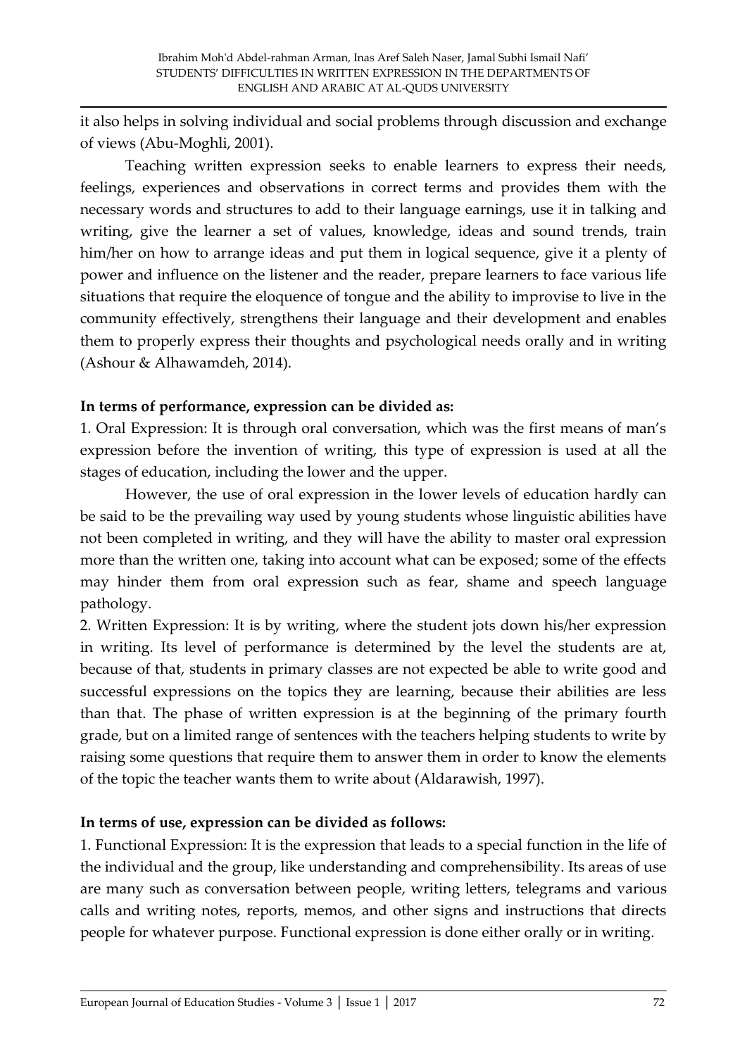it also helps in solving individual and social problems through discussion and exchange of views (Abu-Moghli, 2001).

Teaching written expression seeks to enable learners to express their needs, feelings, experiences and observations in correct terms and provides them with the necessary words and structures to add to their language earnings, use it in talking and writing, give the learner a set of values, knowledge, ideas and sound trends, train him/her on how to arrange ideas and put them in logical sequence, give it a plenty of power and influence on the listener and the reader, prepare learners to face various life situations that require the eloquence of tongue and the ability to improvise to live in the community effectively, strengthens their language and their development and enables them to properly express their thoughts and psychological needs orally and in writing (Ashour & Alhawamdeh, 2014).

**In terms of performance, expression can be divided as:**

1. Oral Expression: It is through oral conversation, which was the first means of man's expression before the invention of writing, this type of expression is used at all the stages of education, including the lower and the upper.

However, the use of oral expression in the lower levels of education hardly can be said to be the prevailing way used by young students whose linguistic abilities have not been completed in writing, and they will have the ability to master oral expression more than the written one, taking into account what can be exposed; some of the effects may hinder them from oral expression such as fear, shame and speech language pathology.

2. Written Expression: It is by writing, where the student jots down his/her expression in writing. Its level of performance is determined by the level the students are at, because of that, students in primary classes are not expected be able to write good and successful expressions on the topics they are learning, because their abilities are less than that. The phase of written expression is at the beginning of the primary fourth grade, but on a limited range of sentences with the teachers helping students to write by raising some questions that require them to answer them in order to know the elements of the topic the teacher wants them to write about (Aldarawish, 1997).

**In terms of use, expression can be divided as follows:**

1. Functional Expression: It is the expression that leads to a special function in the life of the individual and the group, like understanding and comprehensibility. Its areas of use are many such as conversation between people, writing letters, telegrams and various calls and writing notes, reports, memos, and other signs and instructions that directs people for whatever purpose. Functional expression is done either orally or in writing.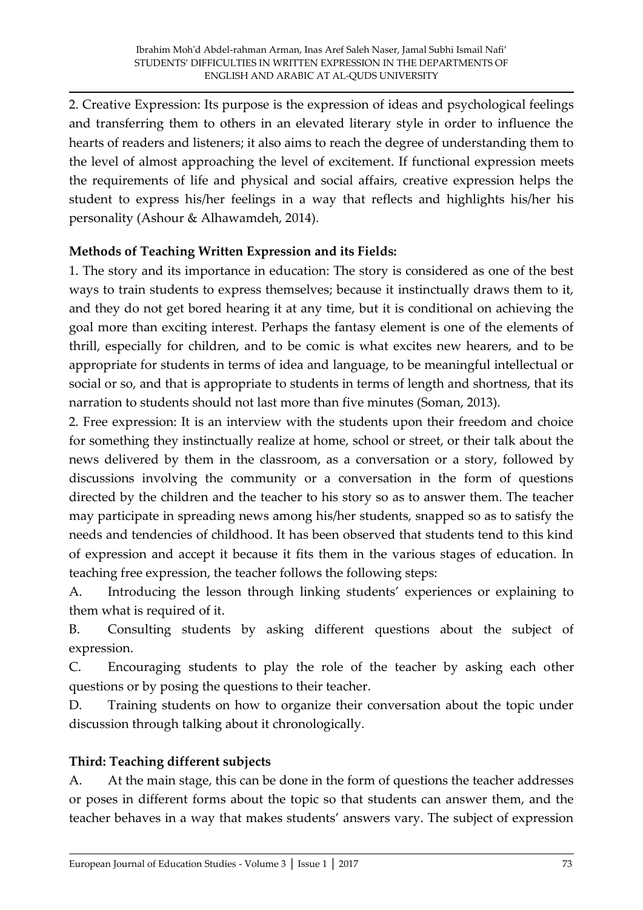2. Creative Expression: Its purpose is the expression of ideas and psychological feelings and transferring them to others in an elevated literary style in order to influence the hearts of readers and listeners; it also aims to reach the degree of understanding them to the level of almost approaching the level of excitement. If functional expression meets the requirements of life and physical and social affairs, creative expression helps the student to express his/her feelings in a way that reflects and highlights his/her his personality (Ashour & Alhawamdeh, 2014).

**Methods of Teaching Written Expression and its Fields:**

1. The story and its importance in education: The story is considered as one of the best ways to train students to express themselves; because it instinctually draws them to it, and they do not get bored hearing it at any time, but it is conditional on achieving the goal more than exciting interest. Perhaps the fantasy element is one of the elements of thrill, especially for children, and to be comic is what excites new hearers, and to be appropriate for students in terms of idea and language, to be meaningful intellectual or social or so, and that is appropriate to students in terms of length and shortness, that its narration to students should not last more than five minutes (Soman, 2013).

2. Free expression: It is an interview with the students upon their freedom and choice for something they instinctually realize at home, school or street, or their talk about the news delivered by them in the classroom, as a conversation or a story, followed by discussions involving the community or a conversation in the form of questions directed by the children and the teacher to his story so as to answer them. The teacher may participate in spreading news among his/her students, snapped so as to satisfy the needs and tendencies of childhood. It has been observed that students tend to this kind of expression and accept it because it fits them in the various stages of education. In teaching free expression, the teacher follows the following steps:

A. Introducing the lesson through linking students' experiences or explaining to them what is required of it.

B. Consulting students by asking different questions about the subject of expression.

C. Encouraging students to play the role of the teacher by asking each other questions or by posing the questions to their teacher.

D. Training students on how to organize their conversation about the topic under discussion through talking about it chronologically.

**Third: Teaching different subjects**

A. At the main stage, this can be done in the form of questions the teacher addresses or poses in different forms about the topic so that students can answer them, and the teacher behaves in a way that makes students' answers vary. The subject of expression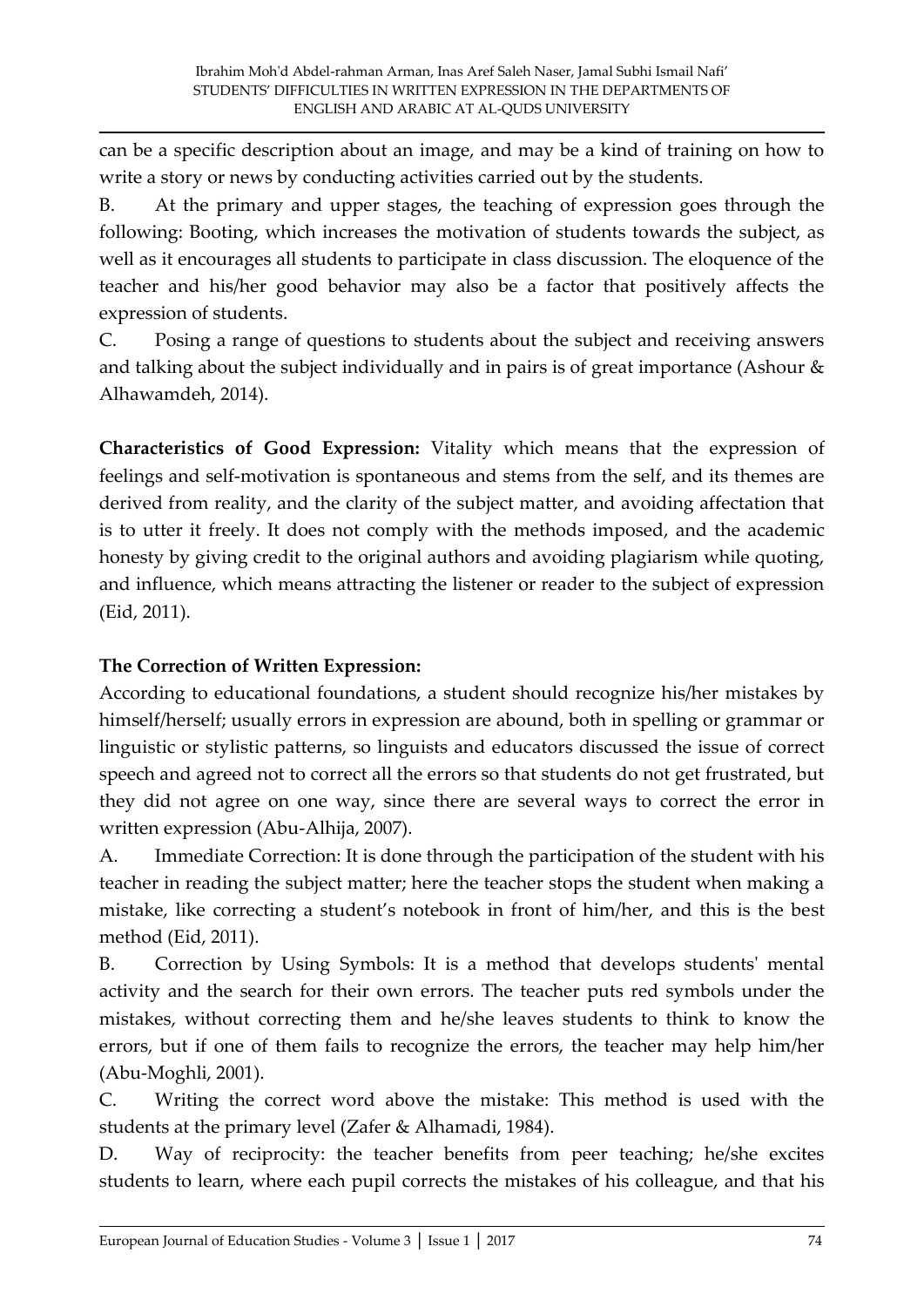can be a specific description about an image, and may be a kind of training on how to write a story or news by conducting activities carried out by the students.

B. At the primary and upper stages, the teaching of expression goes through the following: Booting, which increases the motivation of students towards the subject, as well as it encourages all students to participate in class discussion. The eloquence of the teacher and his/her good behavior may also be a factor that positively affects the expression of students.

C. Posing a range of questions to students about the subject and receiving answers and talking about the subject individually and in pairs is of great importance (Ashour & Alhawamdeh, 2014).

**Characteristics of Good Expression:** Vitality which means that the expression of feelings and self-motivation is spontaneous and stems from the self, and its themes are derived from reality, and the clarity of the subject matter, and avoiding affectation that is to utter it freely. It does not comply with the methods imposed, and the academic honesty by giving credit to the original authors and avoiding plagiarism while quoting, and influence, which means attracting the listener or reader to the subject of expression (Eid, 2011).

**The Correction of Written Expression:**

According to educational foundations, a student should recognize his/her mistakes by himself/herself; usually errors in expression are abound, both in spelling or grammar or linguistic or stylistic patterns, so linguists and educators discussed the issue of correct speech and agreed not to correct all the errors so that students do not get frustrated, but they did not agree on one way, since there are several ways to correct the error in written expression (Abu-Alhija, 2007).

A. Immediate Correction: It is done through the participation of the student with his teacher in reading the subject matter; here the teacher stops the student when making a mistake, like correcting a student's notebook in front of him/her, and this is the best method (Eid, 2011).

B. Correction by Using Symbols: It is a method that develops students' mental activity and the search for their own errors. The teacher puts red symbols under the mistakes, without correcting them and he/she leaves students to think to know the errors, but if one of them fails to recognize the errors, the teacher may help him/her (Abu-Moghli, 2001).

C. Writing the correct word above the mistake: This method is used with the students at the primary level (Zafer & Alhamadi, 1984).

D. Way of reciprocity: the teacher benefits from peer teaching; he/she excites students to learn, where each pupil corrects the mistakes of his colleague, and that his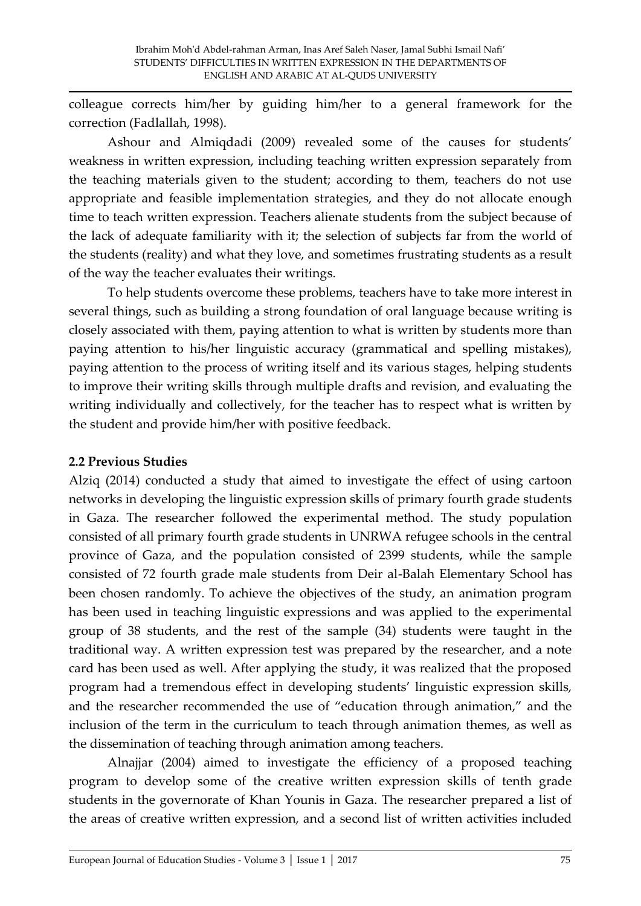colleague corrects him/her by guiding him/her to a general framework for the correction (Fadlallah, 1998).

Ashour and Almiqdadi (2009) revealed some of the causes for students' weakness in written expression, including teaching written expression separately from the teaching materials given to the student; according to them, teachers do not use appropriate and feasible implementation strategies, and they do not allocate enough time to teach written expression. Teachers alienate students from the subject because of the lack of adequate familiarity with it; the selection of subjects far from the world of the students (reality) and what they love, and sometimes frustrating students as a result of the way the teacher evaluates their writings.

To help students overcome these problems, teachers have to take more interest in several things, such as building a strong foundation of oral language because writing is closely associated with them, paying attention to what is written by students more than paying attention to his/her linguistic accuracy (grammatical and spelling mistakes), paying attention to the process of writing itself and its various stages, helping students to improve their writing skills through multiple drafts and revision, and evaluating the writing individually and collectively, for the teacher has to respect what is written by the student and provide him/her with positive feedback.

### 2.2 Previous Studies

Alziq (2014) conducted a study that aimed to investigate the effect of using cartoon networks in developing the linguistic expression skills of primary fourth grade students in Gaza. The researcher followed the experimental method. The study population consisted of all primary fourth grade students in UNRWA refugee schools in the central province of Gaza, and the population consisted of 2399 students, while the sample consisted of 72 fourth grade male students from Deir al-Balah Elementary School has been chosen randomly. To achieve the objectives of the study, an animation program has been used in teaching linguistic expressions and was applied to the experimental group of 38 students, and the rest of the sample (34) students were taught in the traditional way. A written expression test was prepared by the researcher, and a note card has been used as well. After applying the study, it was realized that the proposed program had a tremendous effect in developing students' linguistic expression skills, and the researcher recommended the use of "education through animation," and the inclusion of the term in the curriculum to teach through animation themes, as well as the dissemination of teaching through animation among teachers.

Alnajjar (2004) aimed to investigate the efficiency of a proposed teaching program to develop some of the creative written expression skills of tenth grade students in the governorate of Khan Younis in Gaza. The researcher prepared a list of the areas of creative written expression, and a second list of written activities included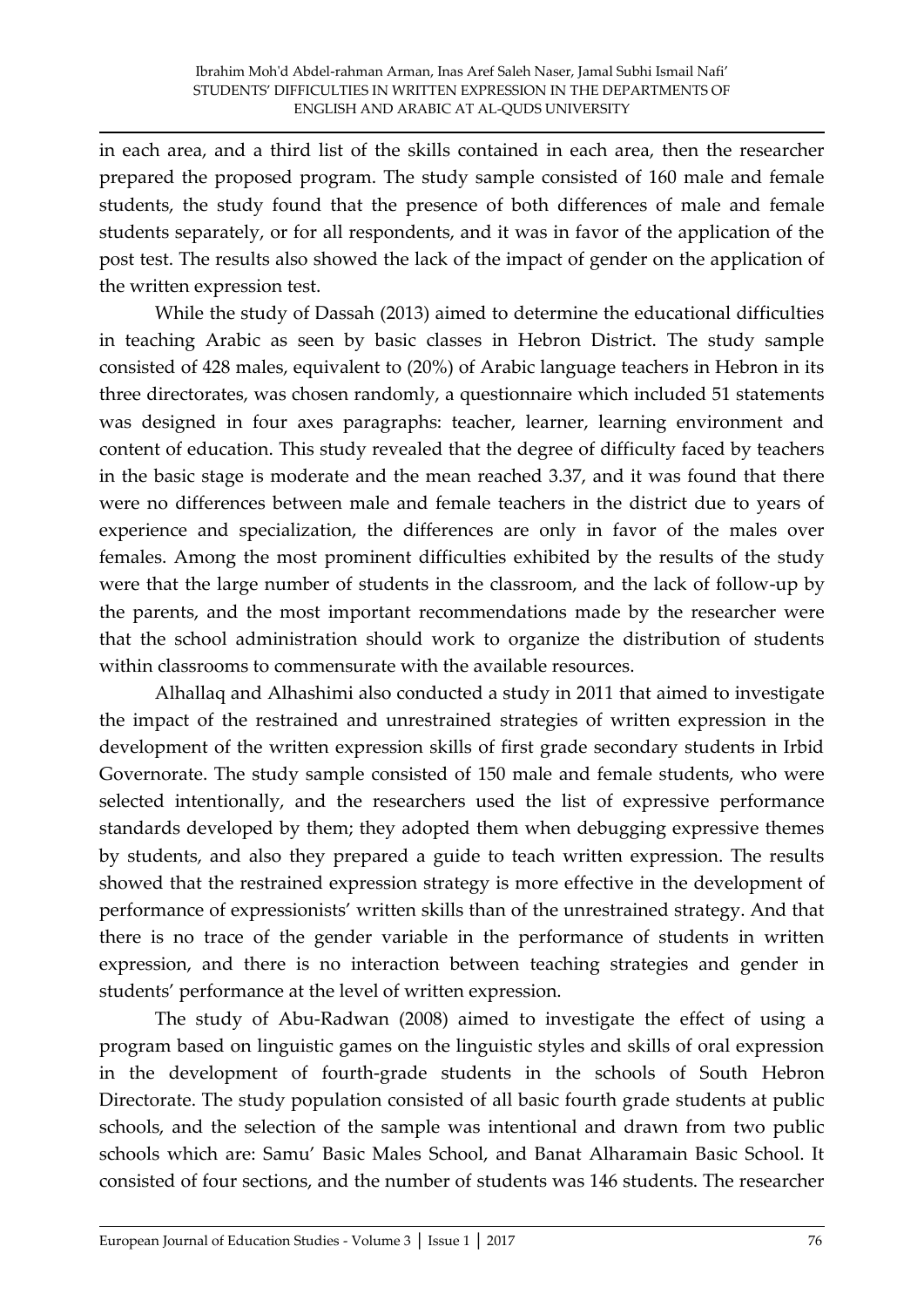in each area, and a third list of the skills contained in each area, then the researcher prepared the proposed program. The study sample consisted of 160 male and female students, the study found that the presence of both differences of male and female students separately, or for all respondents, and it was in favor of the application of the post test. The results also showed the lack of the impact of gender on the application of the written expression test.

While the study of Dassah (2013) aimed to determine the educational difficulties in teaching Arabic as seen by basic classes in Hebron District. The study sample consisted of 428 males, equivalent to (20%) of Arabic language teachers in Hebron in its three directorates, was chosen randomly, a questionnaire which included 51 statements was designed in four axes paragraphs: teacher, learner, learning environment and content of education. This study revealed that the degree of difficulty faced by teachers in the basic stage is moderate and the mean reached 3.37, and it was found that there were no differences between male and female teachers in the district due to years of experience and specialization, the differences are only in favor of the males over females. Among the most prominent difficulties exhibited by the results of the study were that the large number of students in the classroom, and the lack of follow-up by the parents, and the most important recommendations made by the researcher were that the school administration should work to organize the distribution of students within classrooms to commensurate with the available resources.

Alhallaq and Alhashimi also conducted a study in 2011 that aimed to investigate the impact of the restrained and unrestrained strategies of written expression in the development of the written expression skills of first grade secondary students in Irbid Governorate. The study sample consisted of 150 male and female students, who were selected intentionally, and the researchers used the list of expressive performance standards developed by them; they adopted them when debugging expressive themes by students, and also they prepared a guide to teach written expression. The results showed that the restrained expression strategy is more effective in the development of performance of expressionists' written skills than of the unrestrained strategy. And that there is no trace of the gender variable in the performance of students in written expression, and there is no interaction between teaching strategies and gender in students' performance at the level of written expression.

The study of Abu-Radwan (2008) aimed to investigate the effect of using a program based on linguistic games on the linguistic styles and skills of oral expression in the development of fourth-grade students in the schools of South Hebron Directorate. The study population consisted of all basic fourth grade students at public schools, and the selection of the sample was intentional and drawn from two public schools which are: Samu' Basic Males School, and Banat Alharamain Basic School. It consisted of four sections, and the number of students was 146 students. The researcher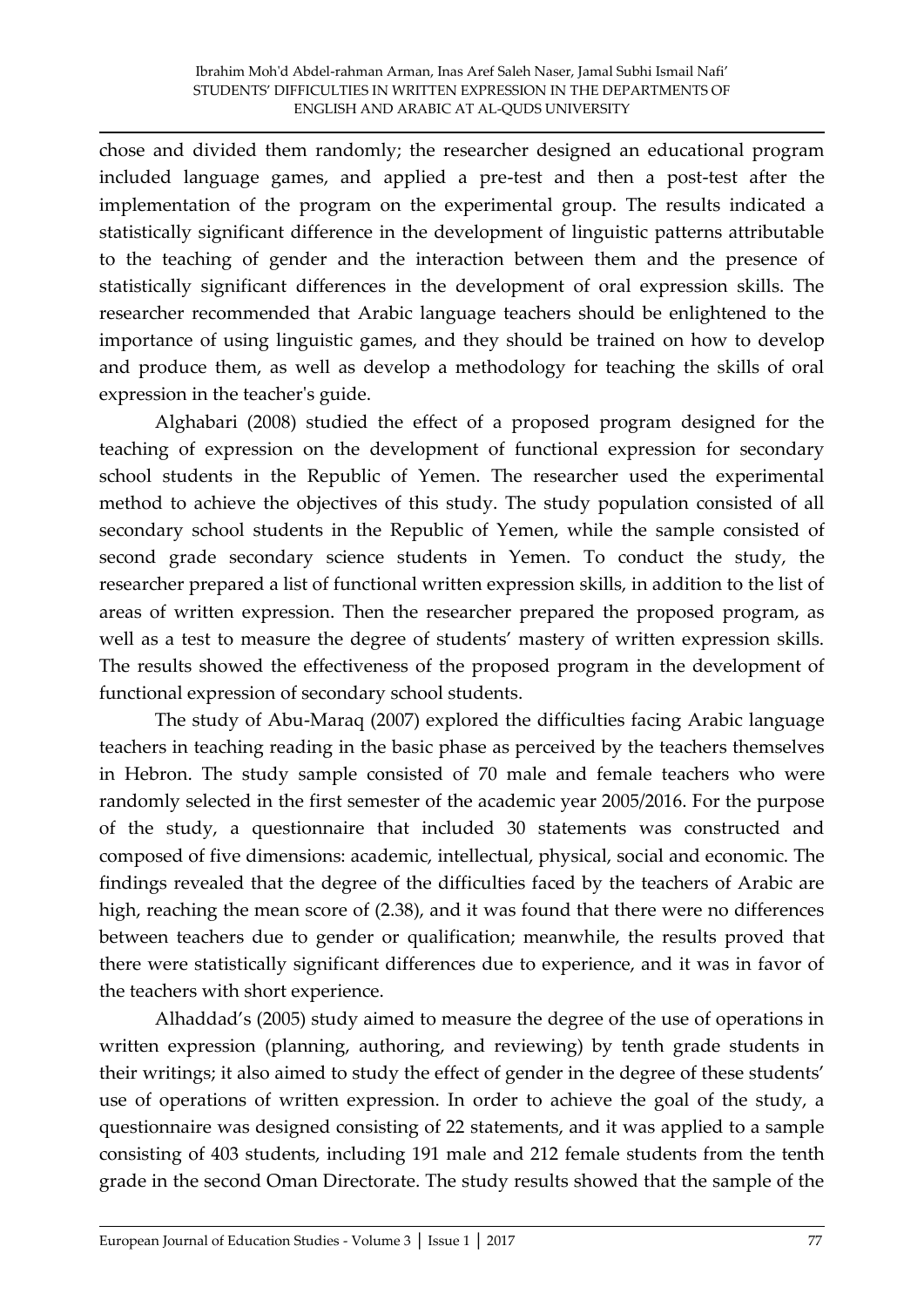chose and divided them randomly; the researcher designed an educational program included language games, and applied a pre-test and then a post-test after the implementation of the program on the experimental group. The results indicated a statistically significant difference in the development of linguistic patterns attributable to the teaching of gender and the interaction between them and the presence of statistically significant differences in the development of oral expression skills. The researcher recommended that Arabic language teachers should be enlightened to the importance of using linguistic games, and they should be trained on how to develop and produce them, as well as develop a methodology for teaching the skills of oral expression in the teacher's guide.

Alghabari (2008) studied the effect of a proposed program designed for the teaching of expression on the development of functional expression for secondary school students in the Republic of Yemen. The researcher used the experimental method to achieve the objectives of this study. The study population consisted of all secondary school students in the Republic of Yemen, while the sample consisted of second grade secondary science students in Yemen. To conduct the study, the researcher prepared a list of functional written expression skills, in addition to the list of areas of written expression. Then the researcher prepared the proposed program, as well as a test to measure the degree of students' mastery of written expression skills. The results showed the effectiveness of the proposed program in the development of functional expression of secondary school students.

The study of Abu-Maraq (2007) explored the difficulties facing Arabic language teachers in teaching reading in the basic phase as perceived by the teachers themselves in Hebron. The study sample consisted of 70 male and female teachers who were randomly selected in the first semester of the academic year 2005/2016. For the purpose of the study, a questionnaire that included 30 statements was constructed and composed of five dimensions: academic, intellectual, physical, social and economic. The findings revealed that the degree of the difficulties faced by the teachers of Arabic are high, reaching the mean score of (2.38), and it was found that there were no differences between teachers due to gender or qualification; meanwhile, the results proved that there were statistically significant differences due to experience, and it was in favor of the teachers with short experience.

Alhaddad's (2005) study aimed to measure the degree of the use of operations in written expression (planning, authoring, and reviewing) by tenth grade students in their writings; it also aimed to study the effect of gender in the degree of these students' use of operations of written expression. In order to achieve the goal of the study, a questionnaire was designed consisting of 22 statements, and it was applied to a sample consisting of 403 students, including 191 male and 212 female students from the tenth grade in the second Oman Directorate. The study results showed that the sample of the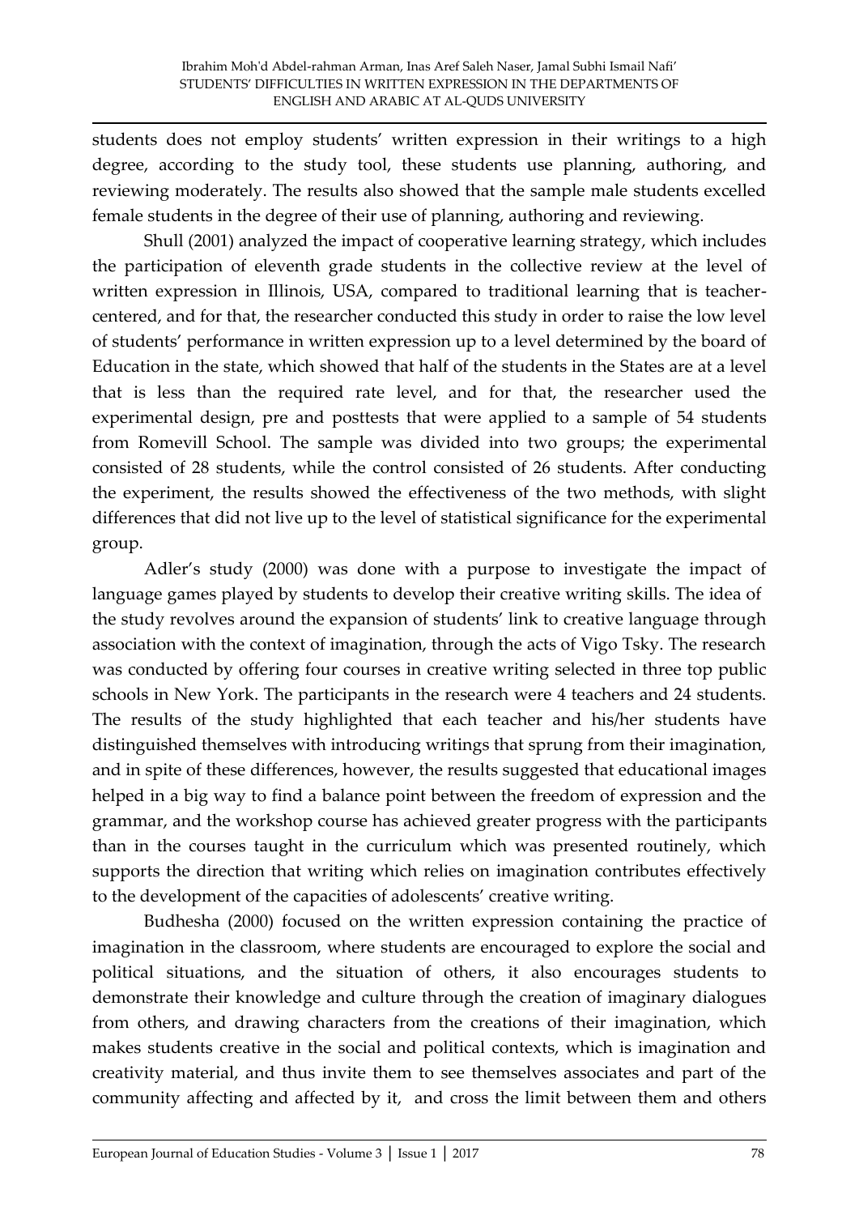students does not employ students' written expression in their writings to a high degree, according to the study tool, these students use planning, authoring, and reviewing moderately. The results also showed that the sample male students excelled female students in the degree of their use of planning, authoring and reviewing.

Shull (2001) analyzed the impact of cooperative learning strategy, which includes the participation of eleventh grade students in the collective review at the level of written expression in Illinois, USA, compared to traditional learning that is teacher-centered, and for that, the researcher conducted this study in order to raise the low level of students' performance in written expression up to a level determined by the board of Education in the state, which showed that half of the students in the States are at a level that is less than the required rate level, and for that, the researcher used the experimental design, pre and posttests that were applied to a sample of 54 students from Romevill School. The sample was divided into two groups; the experimental consisted of 28 students, while the control consisted of 26 students. After conducting the experiment, the results showed the effectiveness of the two methods, with slight differences that did not live up to the level of statistical significance for the experimental group.

Adler's study (2000) was done with a purpose to investigate the impact of language games played by students to develop their creative writing skills. The idea of the study revolves around the expansion of students' link to creative language through association with the context of imagination, through the acts of Vigo Tsky. The research was conducted by offering four courses in creative writing selected in three top public schools in New York. The participants in the research were 4 teachers and 24 students. The results of the study highlighted that each teacher and his/her students have distinguished themselves with introducing writings that sprung from their imagination, and in spite of these differences, however, the results suggested that educational images helped in a big way to find a balance point between the freedom of expression and the grammar, and the workshop course has achieved greater progress with the participants than in the courses taught in the curriculum which was presented routinely, which supports the direction that writing which relies on imagination contributes effectively to the development of the capacities of adolescents' creative writing.

Budhesha (2000) focused on the written expression containing the practice of imagination in the classroom, where students are encouraged to explore the social and political situations, and the situation of others, it also encourages students to demonstrate their knowledge and culture through the creation of imaginary dialogues from others, and drawing characters from the creations of their imagination, which makes students creative in the social and political contexts, which is imagination and creativity material, and thus invite them to see themselves associates and part of the community affecting and affected by it, and cross the limit between them and others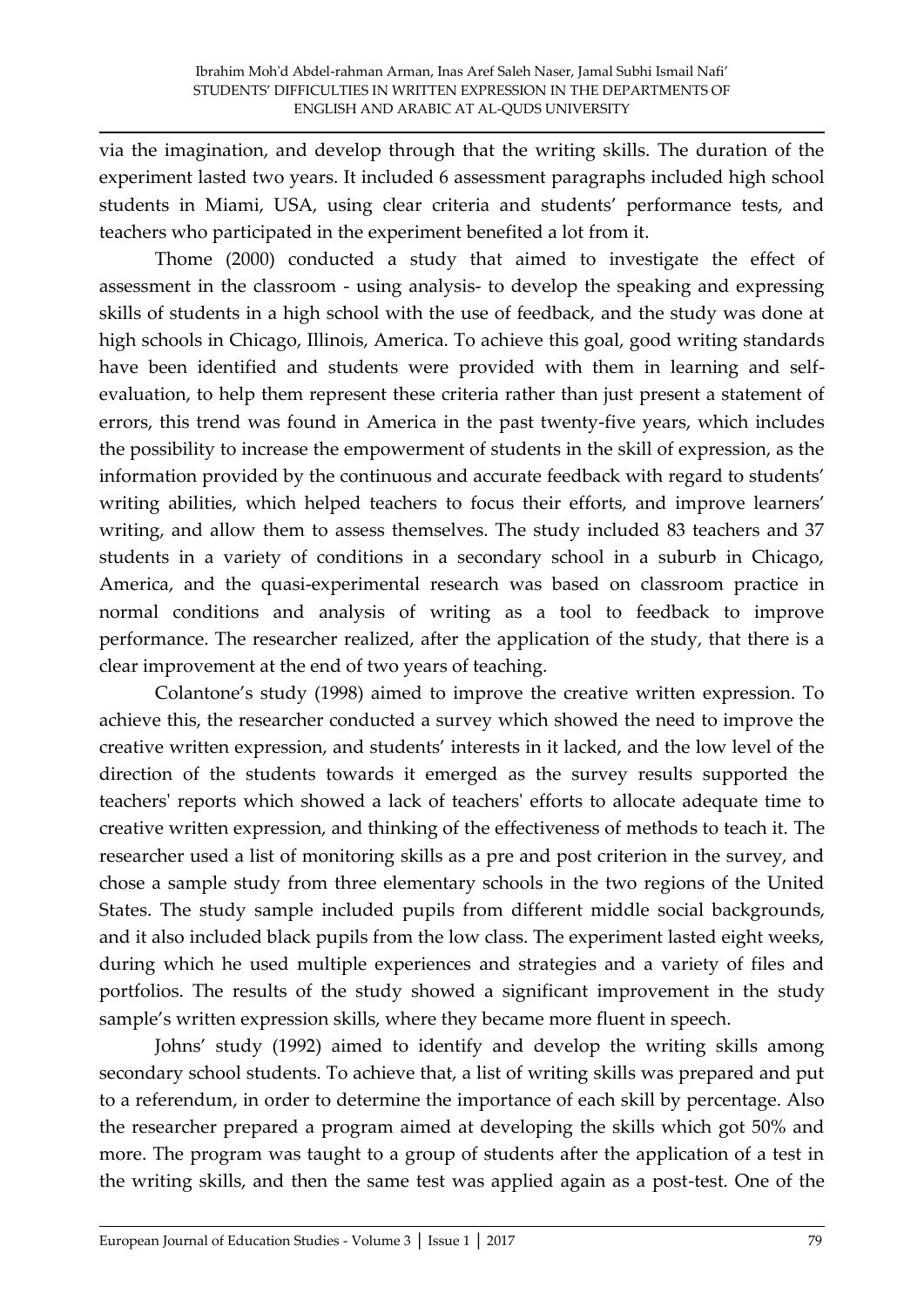via the imagination, and develop through that the writing skills. The duration of the experiment lasted two years. It included 6 assessment paragraphs included high school students in Miami, USA, using clear criteria and students' performance tests, and teachers who participated in the experiment benefited a lot from it.

Thome (2000) conducted a study that aimed to investigate the effect of assessment in the classroom - using analysis- to develop the speaking and expressing skills of students in a high school with the use of feedback, and the study was done at high schools in Chicago, Illinois, America. To achieve this goal, good writing standards have been identified and students were provided with them in learning and self-evaluation, to help them represent these criteria rather than just present a statement of errors, this trend was found in America in the past twenty-five years, which includes the possibility to increase the empowerment of students in the skill of expression, as the information provided by the continuous and accurate feedback with regard to students' writing abilities, which helped teachers to focus their efforts, and improve learners' writing, and allow them to assess themselves. The study included 83 teachers and 37 students in a variety of conditions in a secondary school in a suburb in Chicago, America, and the quasi-experimental research was based on classroom practice in normal conditions and analysis of writing as a tool to feedback to improve performance. The researcher realized, after the application of the study, that there is a clear improvement at the end of two years of teaching.

Colantone's study (1998) aimed to improve the creative written expression. To achieve this, the researcher conducted a survey which showed the need to improve the creative written expression, and students' interests in it lacked, and the low level of the direction of the students towards it emerged as the survey results supported the teachers' reports which showed a lack of teachers' efforts to allocate adequate time to creative written expression, and thinking of the effectiveness of methods to teach it. The researcher used a list of monitoring skills as a pre and post criterion in the survey, and chose a sample study from three elementary schools in the two regions of the United States. The study sample included pupils from different middle social backgrounds, and it also included black pupils from the low class. The experiment lasted eight weeks, during which he used multiple experiences and strategies and a variety of files and portfolios. The results of the study showed a significant improvement in the study sample's written expression skills, where they became more fluent in speech.

Johns' study (1992) aimed to identify and develop the writing skills among secondary school students. To achieve that, a list of writing skills was prepared and put to a referendum, in order to determine the importance of each skill by percentage. Also the researcher prepared a program aimed at developing the skills which got 50% and more. The program was taught to a group of students after the application of a test in the writing skills, and then the same test was applied again as a post-test. One of the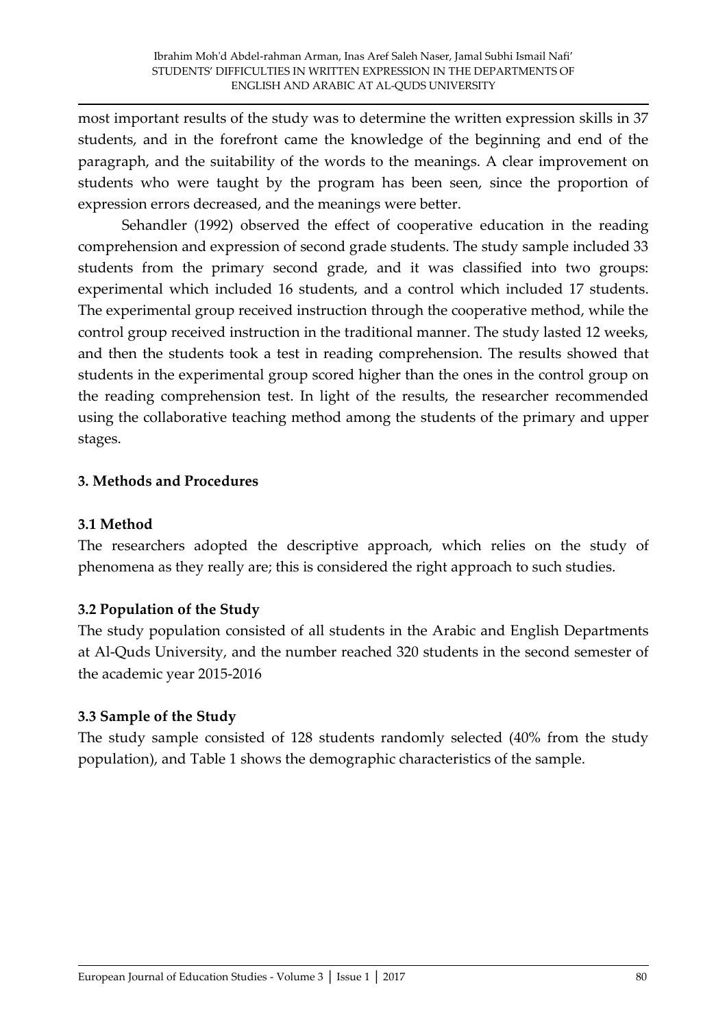most important results of the study was to determine the written expression skills in 37 students, and in the forefront came the knowledge of the beginning and end of the paragraph, and the suitability of the words to the meanings. A clear improvement on students who were taught by the program has been seen, since the proportion of expression errors decreased, and the meanings were better.

Sehandler (1992) observed the effect of cooperative education in the reading comprehension and expression of second grade students. The study sample included 33 students from the primary second grade, and it was classified into two groups: experimental which included 16 students, and a control which included 17 students. The experimental group received instruction through the cooperative method, while the control group received instruction in the traditional manner. The study lasted 12 weeks, and then the students took a test in reading comprehension. The results showed that students in the experimental group scored higher than the ones in the control group on the reading comprehension test. In light of the results, the researcher recommended using the collaborative teaching method among the students of the primary and upper stages.

## 3. Methods and Procedures

### 3.1 Method

The researchers adopted the descriptive approach, which relies on the study of phenomena as they really are; this is considered the right approach to such studies.

### 3.2 Population of the Study

The study population consisted of all students in the Arabic and English Departments at Al-Quds University, and the number reached 320 students in the second semester of the academic year 2015-2016

### 3.3 Sample of the Study

The study sample consisted of 128 students randomly selected (40% from the study population), and Table 1 shows the demographic characteristics of the sample.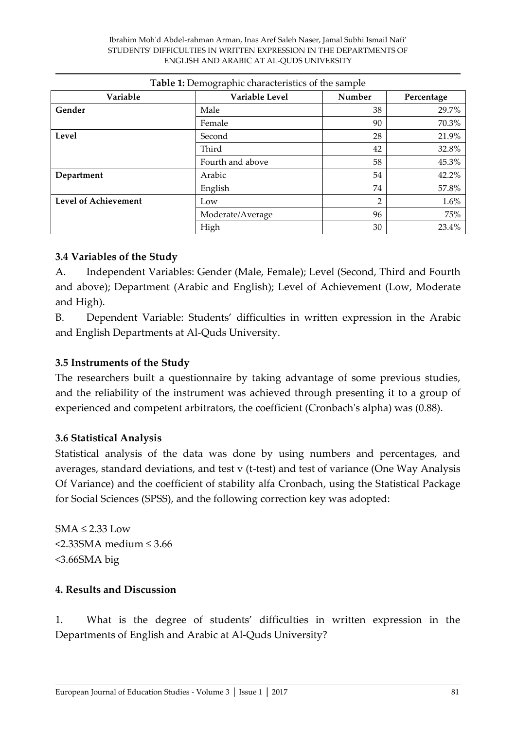**Table 1:** Demographic characteristics of the sample

| Variable | Variable Level | Number | Percentage |
|---|---|---|---|
| **Gender** | Male | 38 | 29.7% |
| | Female | 90 | 70.3% |
| **Level** | Second | 28 | 21.9% |
| | Third | 42 | 32.8% |
| | Fourth and above | 58 | 45.3% |
| **Department** | Arabic | 54 | 42.2% |
| | English | 74 | 57.8% |
| **Level of Achievement** | Low | 2 | 1.6% |
| | Moderate/Average | 96 | 75% |
| | High | 30 | 23.4% |

### 3.4 Variables of the Study

A. Independent Variables: Gender (Male, Female); Level (Second, Third and Fourth and above); Department (Arabic and English); Level of Achievement (Low, Moderate and High).

B. Dependent Variable: Students' difficulties in written expression in the Arabic and English Departments at Al-Quds University.

### 3.5 Instruments of the Study

The researchers built a questionnaire by taking advantage of some previous studies, and the reliability of the instrument was achieved through presenting it to a group of experienced and competent arbitrators, the coefficient (Cronbach's alpha) was (0.88).

### 3.6 Statistical Analysis

Statistical analysis of the data was done by using numbers and percentages, and averages, standard deviations, and test v (t-test) and test of variance (One Way Analysis Of Variance) and the coefficient of stability alfa Cronbach, using the Statistical Package for Social Sciences (SPSS), and the following correction key was adopted:

SMA ≤ 2.33 Low
<2.33SMA medium ≤ 3.66
<3.66SMA big

### 4. Results and Discussion

1. What is the degree of students' difficulties in written expression in the Departments of English and Arabic at Al-Quds University?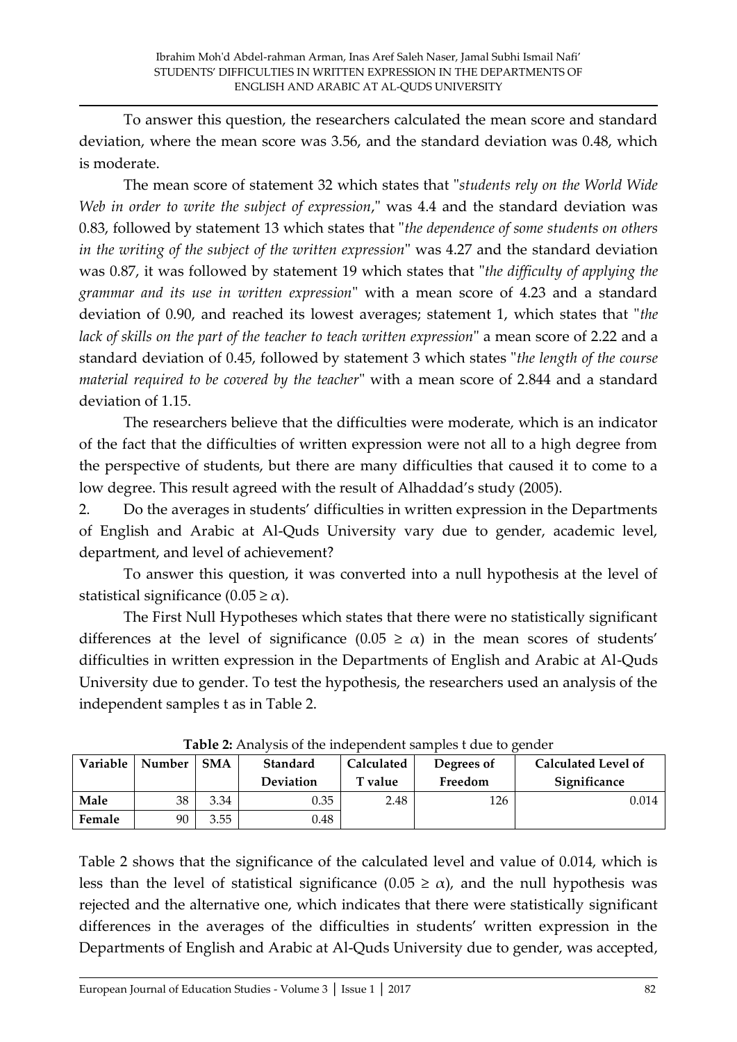To answer this question, the researchers calculated the mean score and standard deviation, where the mean score was 3.56, and the standard deviation was 0.48, which is moderate.

The mean score of statement 32 which states that "*students rely on the World Wide Web in order to write the subject of expression*," was 4.4 and the standard deviation was 0.83, followed by statement 13 which states that "*the dependence of some students on others in the writing of the subject of the written expression*" was 4.27 and the standard deviation was 0.87, it was followed by statement 19 which states that "*the difficulty of applying the grammar and its use in written expression*" with a mean score of 4.23 and a standard deviation of 0.90, and reached its lowest averages; statement 1, which states that "*the lack of skills on the part of the teacher to teach written expression*" a mean score of 2.22 and a standard deviation of 0.45, followed by statement 3 which states "*the length of the course material required to be covered by the teacher*" with a mean score of 2.844 and a standard deviation of 1.15.

The researchers believe that the difficulties were moderate, which is an indicator of the fact that the difficulties of written expression were not all to a high degree from the perspective of students, but there are many difficulties that caused it to come to a low degree. This result agreed with the result of Alhaddad's study (2005).

2. Do the averages in students' difficulties in written expression in the Departments of English and Arabic at Al-Quds University vary due to gender, academic level, department, and level of achievement?

To answer this question, it was converted into a null hypothesis at the level of statistical significance ($0.05 \geq \alpha$).

The First Null Hypotheses which states that there were no statistically significant differences at the level of significance ($0.05 \geq \alpha$) in the mean scores of students' difficulties in written expression in the Departments of English and Arabic at Al-Quds University due to gender. To test the hypothesis, the researchers used an analysis of the independent samples t as in Table 2.

**Table 2:** Analysis of the independent samples t due to gender

| Variable | Number | SMA | Standard Deviation | Calculated T value | Degrees of Freedom | Calculated Level of Significance |
|---|---|---|---|---|---|---|
| **Male** | 38 | 3.34 | 0.35 | 2.48 | 126 | 0.014 |
| **Female** | 90 | 3.55 | 0.48 | | | |

Table 2 shows that the significance of the calculated level and value of 0.014, which is less than the level of statistical significance ($0.05 \geq \alpha$), and the null hypothesis was rejected and the alternative one, which indicates that there were statistically significant differences in the averages of the difficulties in students' written expression in the Departments of English and Arabic at Al-Quds University due to gender, was accepted,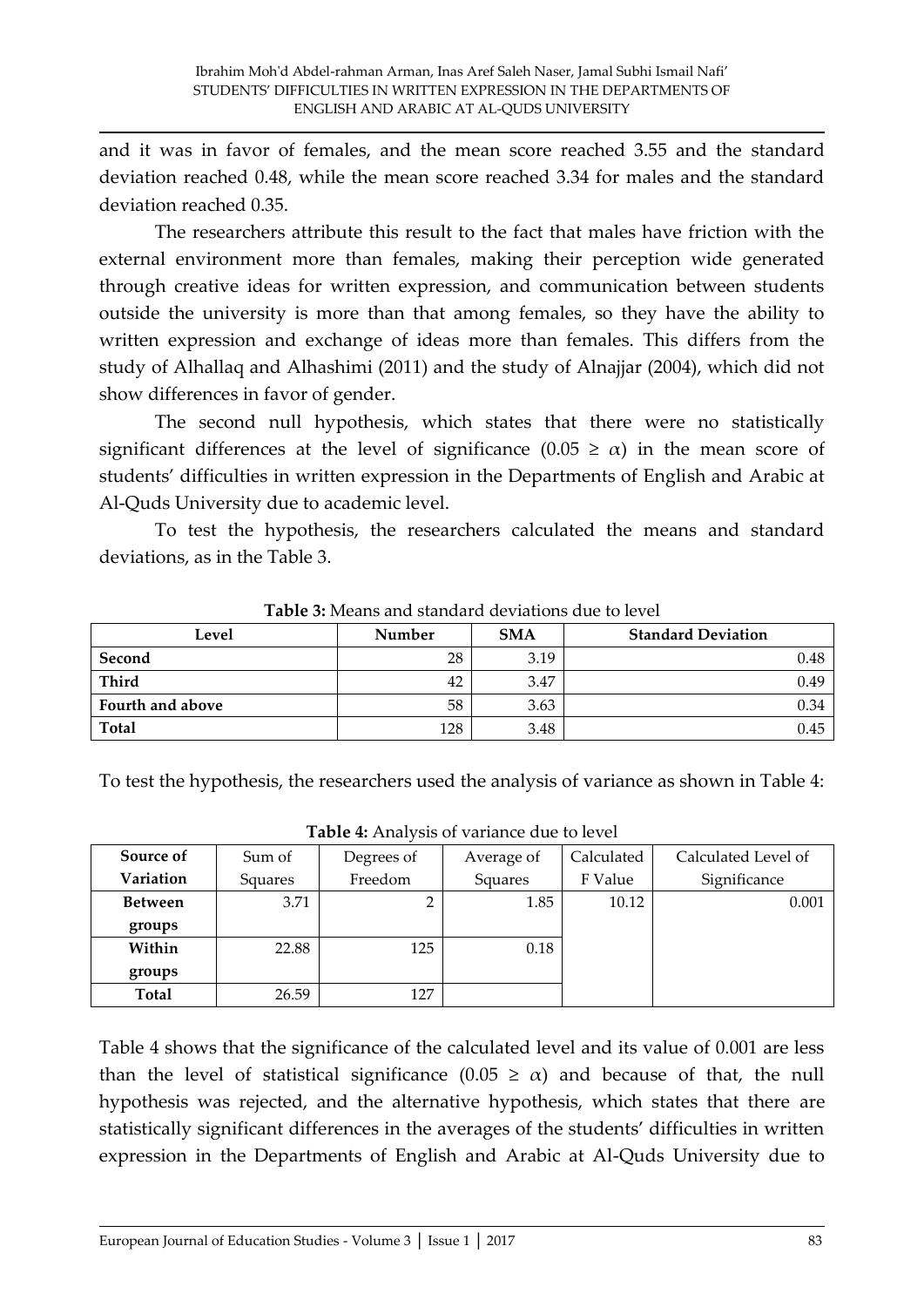and it was in favor of females, and the mean score reached 3.55 and the standard deviation reached 0.48, while the mean score reached 3.34 for males and the standard deviation reached 0.35.

The researchers attribute this result to the fact that males have friction with the external environment more than females, making their perception wide generated through creative ideas for written expression, and communication between students outside the university is more than that among females, so they have the ability to written expression and exchange of ideas more than females. This differs from the study of Alhallaq and Alhashimi (2011) and the study of Alnajjar (2004), which did not show differences in favor of gender.

The second null hypothesis, which states that there were no statistically significant differences at the level of significance ($0.05 \geq \alpha$) in the mean score of students' difficulties in written expression in the Departments of English and Arabic at Al-Quds University due to academic level.

To test the hypothesis, the researchers calculated the means and standard deviations, as in the Table 3.

**Table 3:** Means and standard deviations due to level

| Level | Number | SMA | Standard Deviation |
|---|---|---|---|
| **Second** | 28 | 3.19 | 0.48 |
| **Third** | 42 | 3.47 | 0.49 |
| **Fourth and above** | 58 | 3.63 | 0.34 |
| **Total** | 128 | 3.48 | 0.45 |

To test the hypothesis, the researchers used the analysis of variance as shown in Table 4:

**Table 4:** Analysis of variance due to level

| Source of Variation | Sum of Squares | Degrees of Freedom | Average of Squares | Calculated F Value | Calculated Level of Significance |
|---|---|---|---|---|---|
| **Between groups** | 3.71 | 2 | 1.85 | 10.12 | 0.001 |
| **Within groups** | 22.88 | 125 | 0.18 | | |
| **Total** | 26.59 | 127 | | | |

Table 4 shows that the significance of the calculated level and its value of 0.001 are less than the level of statistical significance ($0.05 \geq \alpha$) and because of that, the null hypothesis was rejected, and the alternative hypothesis, which states that there are statistically significant differences in the averages of the students' difficulties in written expression in the Departments of English and Arabic at Al-Quds University due to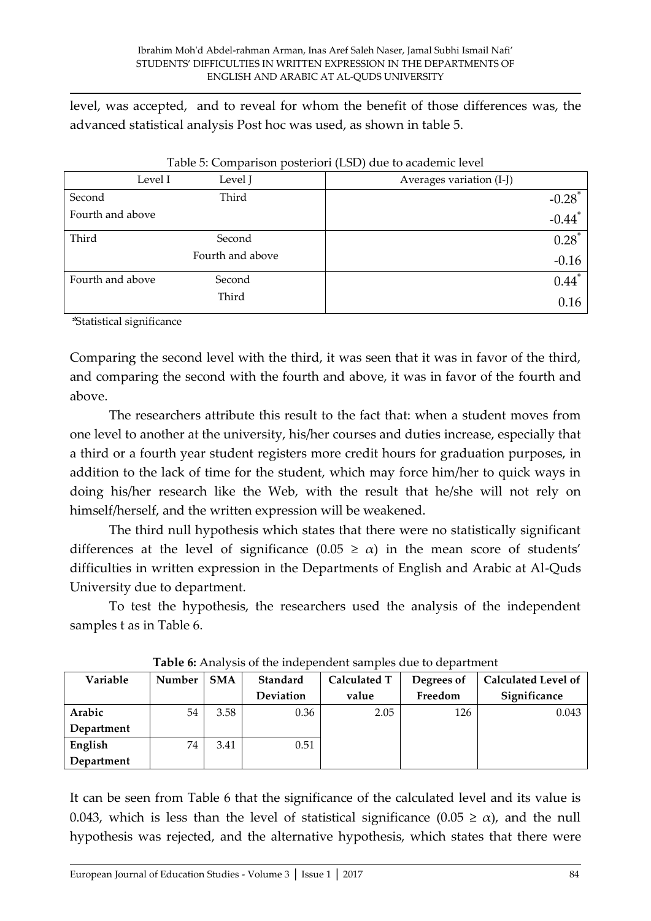level, was accepted, and to reveal for whom the benefit of those differences was, the advanced statistical analysis Post hoc was used, as shown in table 5.

Table 5: Comparison posteriori (LSD) due to academic level

| Level I | Level J | Averages variation (I-J) |
|---|---|---|
| Second | Third | -0.28* |
| | Fourth and above | -0.44* |
| Third | Second | 0.28* |
| | Fourth and above | -0.16 |
| Fourth and above | Second | 0.44* |
| | Third | 0.16 |

*Statistical significance

Comparing the second level with the third, it was seen that it was in favor of the third, and comparing the second with the fourth and above, it was in favor of the fourth and above.

The researchers attribute this result to the fact that: when a student moves from one level to another at the university, his/her courses and duties increase, especially that a third or a fourth year student registers more credit hours for graduation purposes, in addition to the lack of time for the student, which may force him/her to quick ways in doing his/her research like the Web, with the result that he/she will not rely on himself/herself, and the written expression will be weakened.

The third null hypothesis which states that there were no statistically significant differences at the level of significance ($0.05 \geq \alpha$) in the mean score of students' difficulties in written expression in the Departments of English and Arabic at Al-Quds University due to department.

To test the hypothesis, the researchers used the analysis of the independent samples t as in Table 6.

**Table 6:** Analysis of the independent samples due to department

| Variable | Number | SMA | Standard Deviation | Calculated T value | Degrees of Freedom | Calculated Level of Significance |
|---|---|---|---|---|---|---|
| **Arabic Department** | 54 | 3.58 | 0.36 | 2.05 | 126 | 0.043 |
| **English Department** | 74 | 3.41 | 0.51 | | | |

It can be seen from Table 6 that the significance of the calculated level and its value is 0.043, which is less than the level of statistical significance ($0.05 \geq \alpha$), and the null hypothesis was rejected, and the alternative hypothesis, which states that there were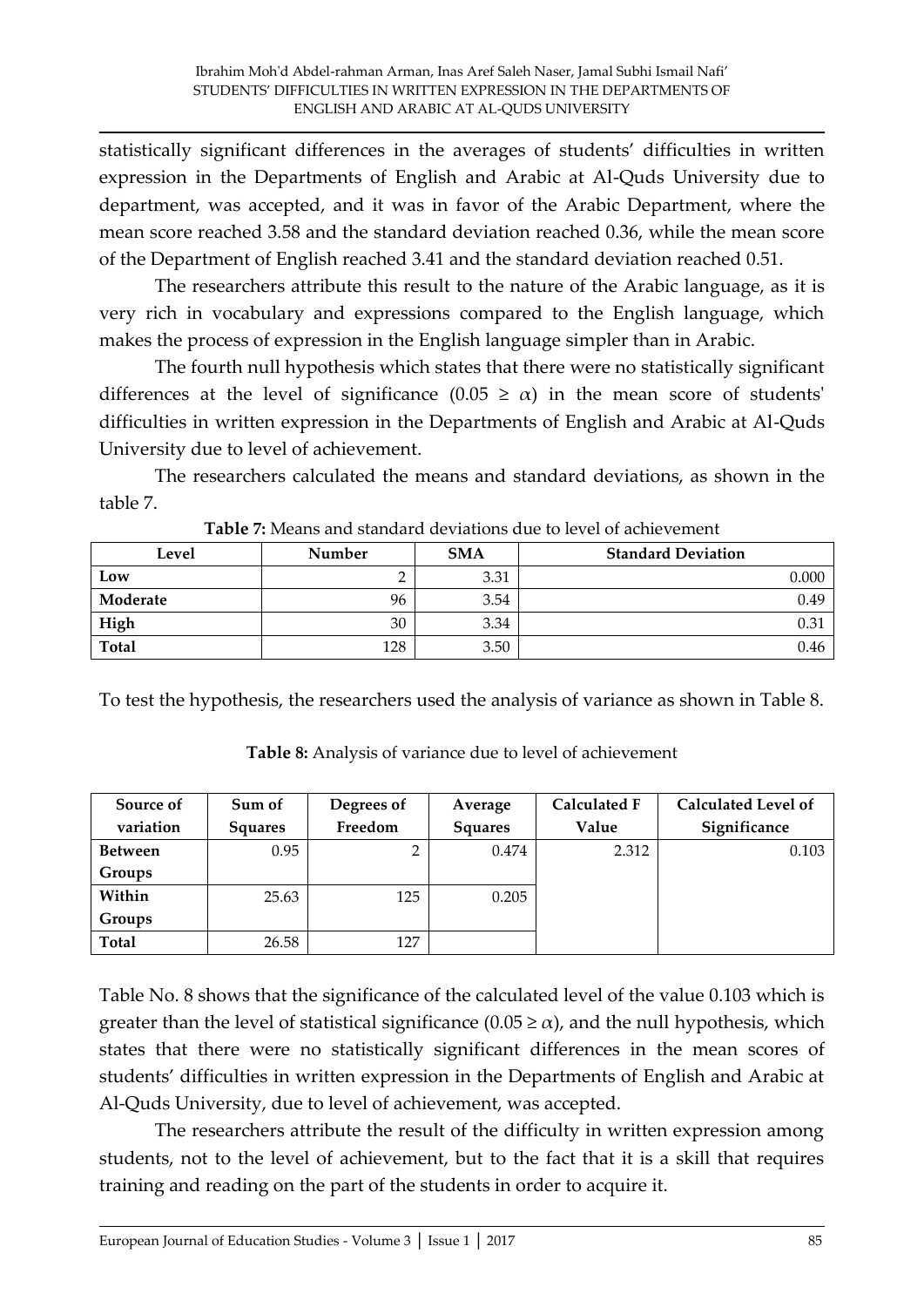statistically significant differences in the averages of students' difficulties in written expression in the Departments of English and Arabic at Al-Quds University due to department, was accepted, and it was in favor of the Arabic Department, where the mean score reached 3.58 and the standard deviation reached 0.36, while the mean score of the Department of English reached 3.41 and the standard deviation reached 0.51.

The researchers attribute this result to the nature of the Arabic language, as it is very rich in vocabulary and expressions compared to the English language, which makes the process of expression in the English language simpler than in Arabic.

The fourth null hypothesis which states that there were no statistically significant differences at the level of significance ($0.05 \geq \alpha$) in the mean score of students' difficulties in written expression in the Departments of English and Arabic at Al-Quds University due to level of achievement.

The researchers calculated the means and standard deviations, as shown in the table 7.

**Table 7:** Means and standard deviations due to level of achievement

| Level | Number | SMA | Standard Deviation |
|---|---|---|---|
| **Low** | 2 | 3.31 | 0.000 |
| **Moderate** | 96 | 3.54 | 0.49 |
| **High** | 30 | 3.34 | 0.31 |
| **Total** | 128 | 3.50 | 0.46 |

To test the hypothesis, the researchers used the analysis of variance as shown in Table 8.

**Table 8:** Analysis of variance due to level of achievement

| Source of variation | Sum of Squares | Degrees of Freedom | Average Squares | Calculated F Value | Calculated Level of Significance |
|---|---|---|---|---|---|
| **Between Groups** | 0.95 | 2 | 0.474 | 2.312 | 0.103 |
| **Within Groups** | 25.63 | 125 | 0.205 | | |
| **Total** | 26.58 | 127 | | | |

Table No. 8 shows that the significance of the calculated level of the value 0.103 which is greater than the level of statistical significance ($0.05 \geq \alpha$), and the null hypothesis, which states that there were no statistically significant differences in the mean scores of students' difficulties in written expression in the Departments of English and Arabic at Al-Quds University, due to level of achievement, was accepted.

The researchers attribute the result of the difficulty in written expression among students, not to the level of achievement, but to the fact that it is a skill that requires training and reading on the part of the students in order to acquire it.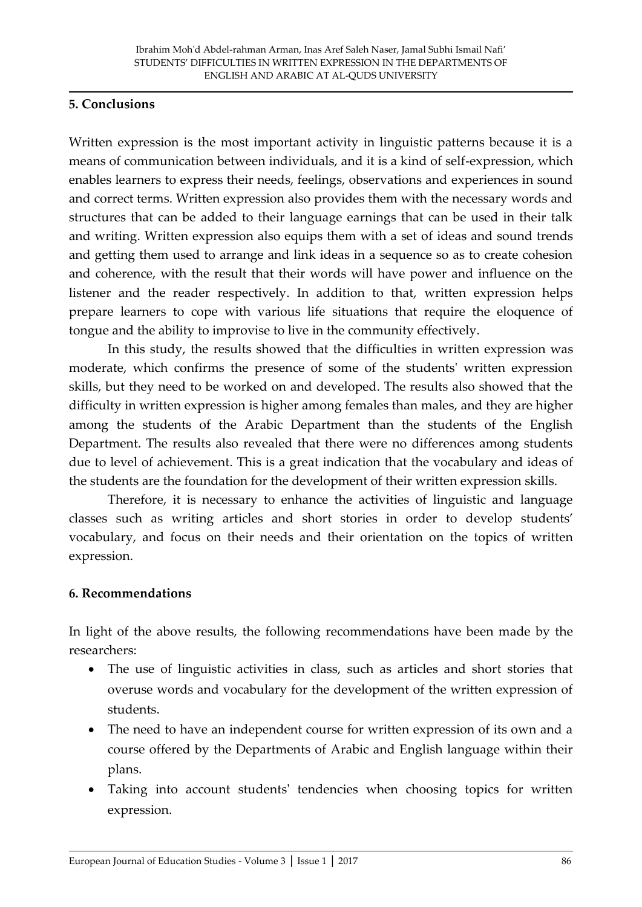## 5. Conclusions

Written expression is the most important activity in linguistic patterns because it is a means of communication between individuals, and it is a kind of self-expression, which enables learners to express their needs, feelings, observations and experiences in sound and correct terms. Written expression also provides them with the necessary words and structures that can be added to their language earnings that can be used in their talk and writing. Written expression also equips them with a set of ideas and sound trends and getting them used to arrange and link ideas in a sequence so as to create cohesion and coherence, with the result that their words will have power and influence on the listener and the reader respectively. In addition to that, written expression helps prepare learners to cope with various life situations that require the eloquence of tongue and the ability to improvise to live in the community effectively.

In this study, the results showed that the difficulties in written expression was moderate, which confirms the presence of some of the students' written expression skills, but they need to be worked on and developed. The results also showed that the difficulty in written expression is higher among females than males, and they are higher among the students of the Arabic Department than the students of the English Department. The results also revealed that there were no differences among students due to level of achievement. This is a great indication that the vocabulary and ideas of the students are the foundation for the development of their written expression skills.

Therefore, it is necessary to enhance the activities of linguistic and language classes such as writing articles and short stories in order to develop students' vocabulary, and focus on their needs and their orientation on the topics of written expression.

## 6. Recommendations

In light of the above results, the following recommendations have been made by the researchers:

- The use of linguistic activities in class, such as articles and short stories that overuse words and vocabulary for the development of the written expression of students.
- The need to have an independent course for written expression of its own and a course offered by the Departments of Arabic and English language within their plans.
- Taking into account students' tendencies when choosing topics for written expression.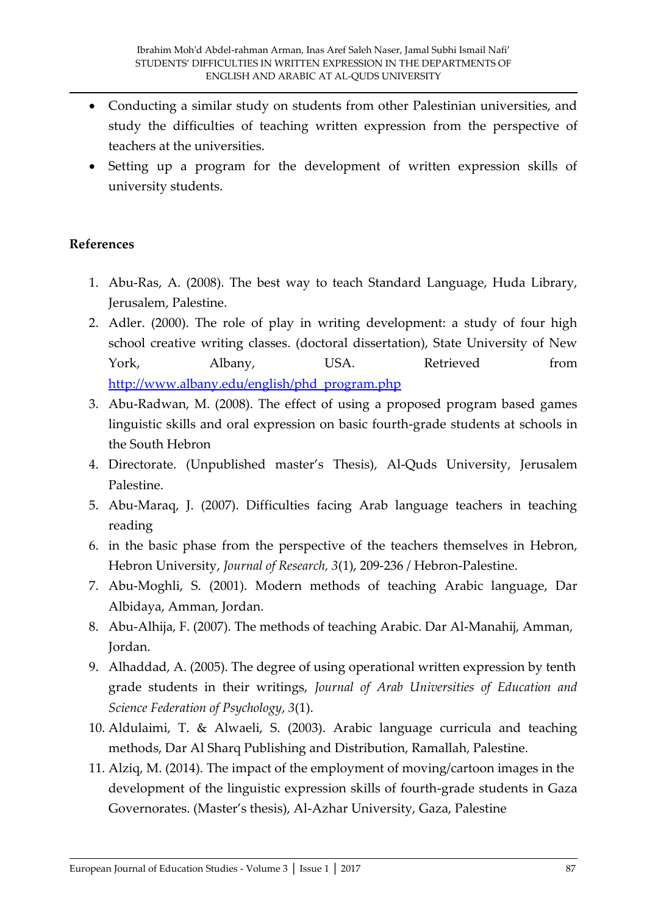- Conducting a similar study on students from other Palestinian universities, and study the difficulties of teaching written expression from the perspective of teachers at the universities.
- Setting up a program for the development of written expression skills of university students.

## References

1. Abu-Ras, A. (2008). The best way to teach Standard Language, Huda Library, Jerusalem, Palestine.
2. Adler. (2000). The role of play in writing development: a study of four high school creative writing classes. (doctoral dissertation), State University of New York, Albany, USA. Retrieved from http://www.albany.edu/english/phd_program.php
3. Abu-Radwan, M. (2008). The effect of using a proposed program based games linguistic skills and oral expression on basic fourth-grade students at schools in the South Hebron
4. Directorate. (Unpublished master's Thesis), Al-Quds University, Jerusalem Palestine.
5. Abu-Maraq, J. (2007). Difficulties facing Arab language teachers in teaching reading
6. in the basic phase from the perspective of the teachers themselves in Hebron, Hebron University, *Journal of Research, 3*(1), 209-236 / Hebron-Palestine.
7. Abu-Moghli, S. (2001). Modern methods of teaching Arabic language, Dar Albidaya, Amman, Jordan.
8. Abu-Alhija, F. (2007). The methods of teaching Arabic. Dar Al-Manahij, Amman, Jordan.
9. Alhaddad, A. (2005). The degree of using operational written expression by tenth grade students in their writings, *Journal of Arab Universities of Education and Science Federation of Psychology*, *3*(1).
10. Aldulaimi, T. & Alwaeli, S. (2003). Arabic language curricula and teaching methods, Dar Al Sharq Publishing and Distribution, Ramallah, Palestine.
11. Alziq, M. (2014). The impact of the employment of moving/cartoon images in the development of the linguistic expression skills of fourth-grade students in Gaza Governorates. (Master's thesis), Al-Azhar University, Gaza, Palestine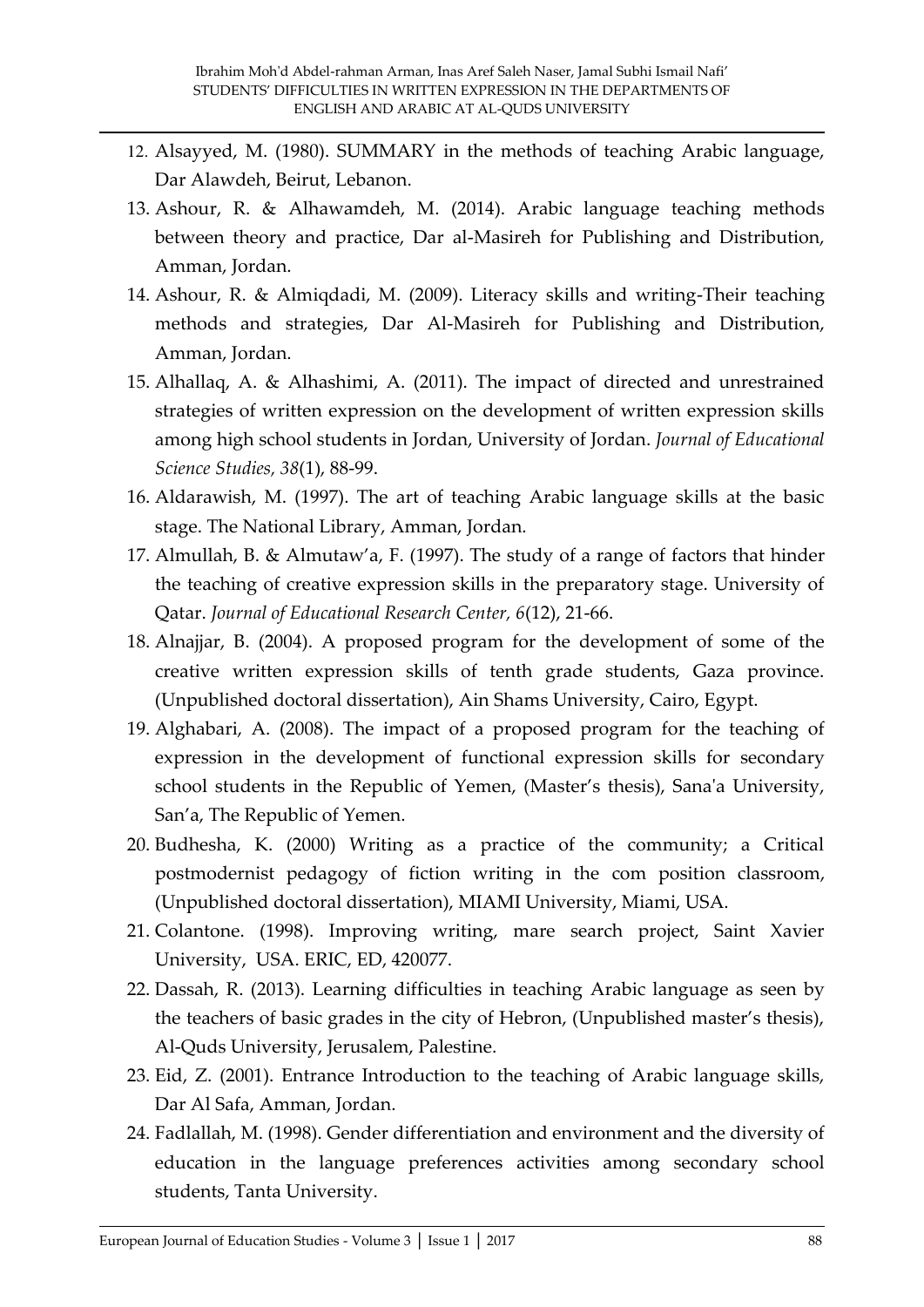12. Alsayyed, M. (1980). SUMMARY in the methods of teaching Arabic language, Dar Alawdeh, Beirut, Lebanon.
13. Ashour, R. & Alhawamdeh, M. (2014). Arabic language teaching methods between theory and practice, Dar al-Masireh for Publishing and Distribution, Amman, Jordan.
14. Ashour, R. & Almiqdadi, M. (2009). Literacy skills and writing-Their teaching methods and strategies, Dar Al-Masireh for Publishing and Distribution, Amman, Jordan.
15. Alhallaq, A. & Alhashimi, A. (2011). The impact of directed and unrestrained strategies of written expression on the development of written expression skills among high school students in Jordan, University of Jordan. *Journal of Educational Science Studies, 38*(1), 88-99.
16. Aldarawish, M. (1997). The art of teaching Arabic language skills at the basic stage. The National Library, Amman, Jordan.
17. Almullah, B. & Almutaw'a, F. (1997). The study of a range of factors that hinder the teaching of creative expression skills in the preparatory stage. University of Qatar. *Journal of Educational Research Center, 6*(12), 21-66.
18. Alnajjar, B. (2004). A proposed program for the development of some of the creative written expression skills of tenth grade students, Gaza province. (Unpublished doctoral dissertation), Ain Shams University, Cairo, Egypt.
19. Alghabari, A. (2008). The impact of a proposed program for the teaching of expression in the development of functional expression skills for secondary school students in the Republic of Yemen, (Master's thesis), Sana'a University, San'a, The Republic of Yemen.
20. Budhesha, K. (2000) Writing as a practice of the community; a Critical postmodernist pedagogy of fiction writing in the com position classroom, (Unpublished doctoral dissertation), MIAMI University, Miami, USA.
21. Colantone. (1998). Improving writing, mare search project, Saint Xavier University, USA. ERIC, ED, 420077.
22. Dassah, R. (2013). Learning difficulties in teaching Arabic language as seen by the teachers of basic grades in the city of Hebron, (Unpublished master's thesis), Al-Quds University, Jerusalem, Palestine.
23. Eid, Z. (2001). Entrance Introduction to the teaching of Arabic language skills, Dar Al Safa, Amman, Jordan.
24. Fadlallah, M. (1998). Gender differentiation and environment and the diversity of education in the language preferences activities among secondary school students, Tanta University.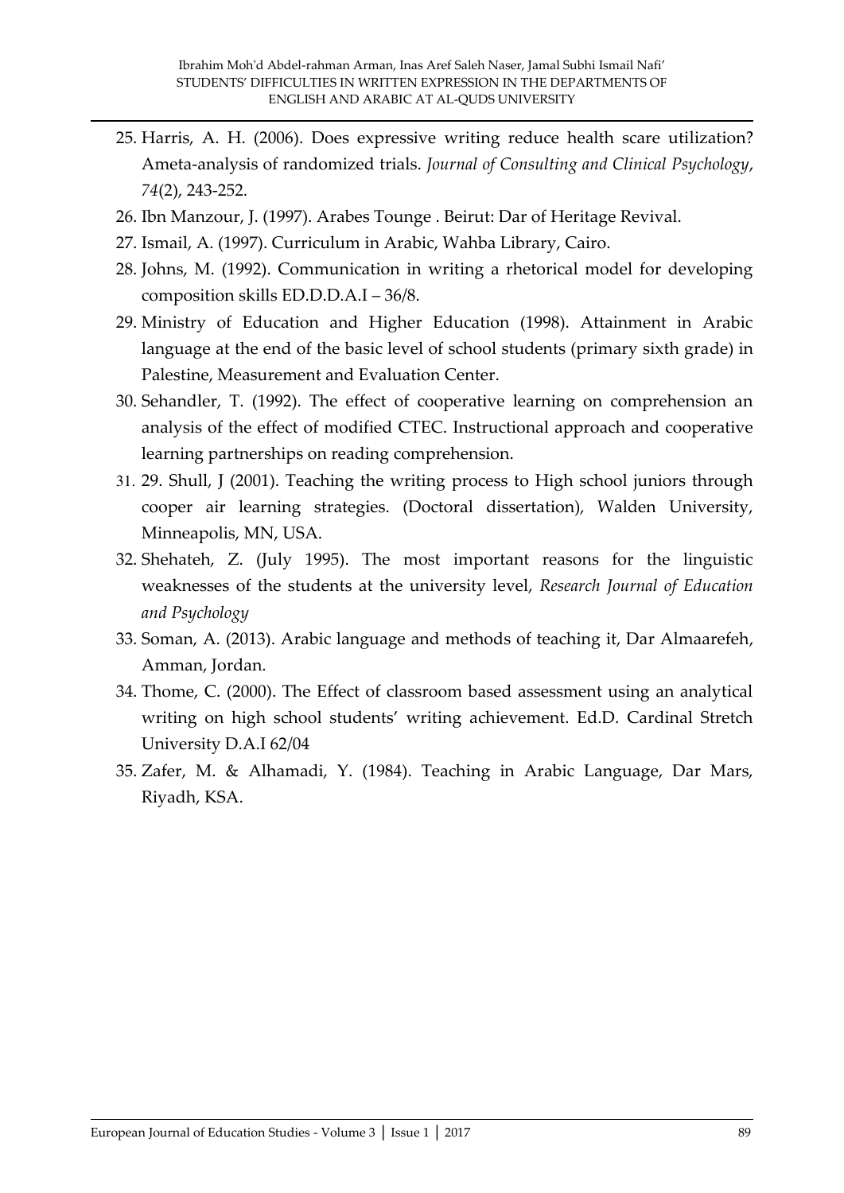25. Harris, A. H. (2006). Does expressive writing reduce health scare utilization? Ameta-analysis of randomized trials. *Journal of Consulting and Clinical Psychology*, *74*(2), 243-252.
26. Ibn Manzour, J. (1997). Arabes Tounge . Beirut: Dar of Heritage Revival.
27. Ismail, A. (1997). Curriculum in Arabic, Wahba Library, Cairo.
28. Johns, M. (1992). Communication in writing a rhetorical model for developing composition skills ED.D.D.A.I – 36/8.
29. Ministry of Education and Higher Education (1998). Attainment in Arabic language at the end of the basic level of school students (primary sixth grade) in Palestine, Measurement and Evaluation Center.
30. Sehandler, T. (1992). The effect of cooperative learning on comprehension an analysis of the effect of modified CTEC. Instructional approach and cooperative learning partnerships on reading comprehension.
31. 29. Shull, J (2001). Teaching the writing process to High school juniors through cooper air learning strategies. (Doctoral dissertation), Walden University, Minneapolis, MN, USA.
32. Shehateh, Z. (July 1995). The most important reasons for the linguistic weaknesses of the students at the university level, *Research Journal of Education and Psychology*
33. Soman, A. (2013). Arabic language and methods of teaching it, Dar Almaarefeh, Amman, Jordan.
34. Thome, C. (2000). The Effect of classroom based assessment using an analytical writing on high school students' writing achievement. Ed.D. Cardinal Stretch University D.A.I 62/04
35. Zafer, M. & Alhamadi, Y. (1984). Teaching in Arabic Language, Dar Mars, Riyadh, KSA.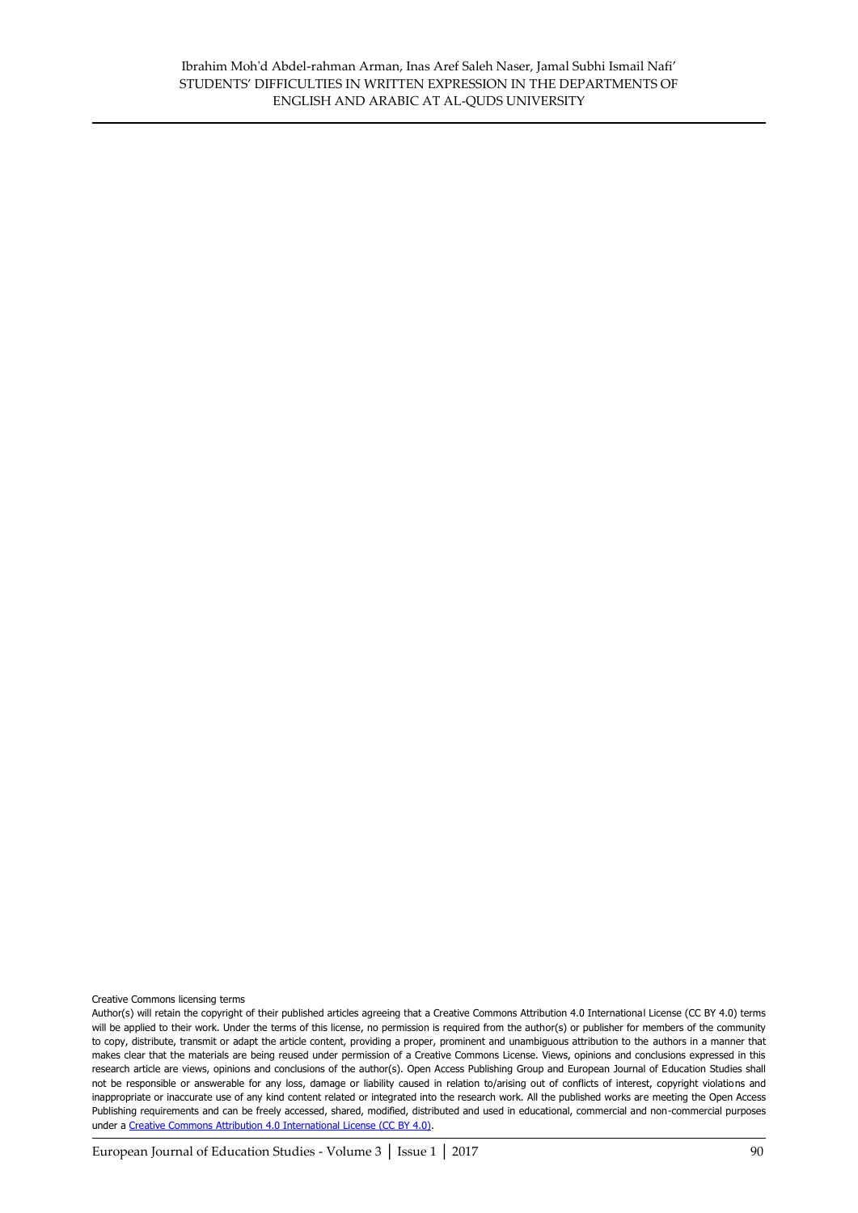Creative Commons licensing terms

Author(s) will retain the copyright of their published articles agreeing that a Creative Commons Attribution 4.0 International License (CC BY 4.0) terms will be applied to their work. Under the terms of this license, no permission is required from the author(s) or publisher for members of the community to copy, distribute, transmit or adapt the article content, providing a proper, prominent and unambiguous attribution to the authors in a manner that makes clear that the materials are being reused under permission of a Creative Commons License. Views, opinions and conclusions expressed in this research article are views, opinions and conclusions of the author(s). Open Access Publishing Group and European Journal of Education Studies shall not be responsible or answerable for any loss, damage or liability caused in relation to/arising out of conflicts of interest, copyright violations and inappropriate or inaccurate use of any kind content related or integrated into the research work. All the published works are meeting the Open Access Publishing requirements and can be freely accessed, shared, modified, distributed and used in educational, commercial and non-commercial purposes under a Creative Commons Attribution 4.0 International License (CC BY 4.0).